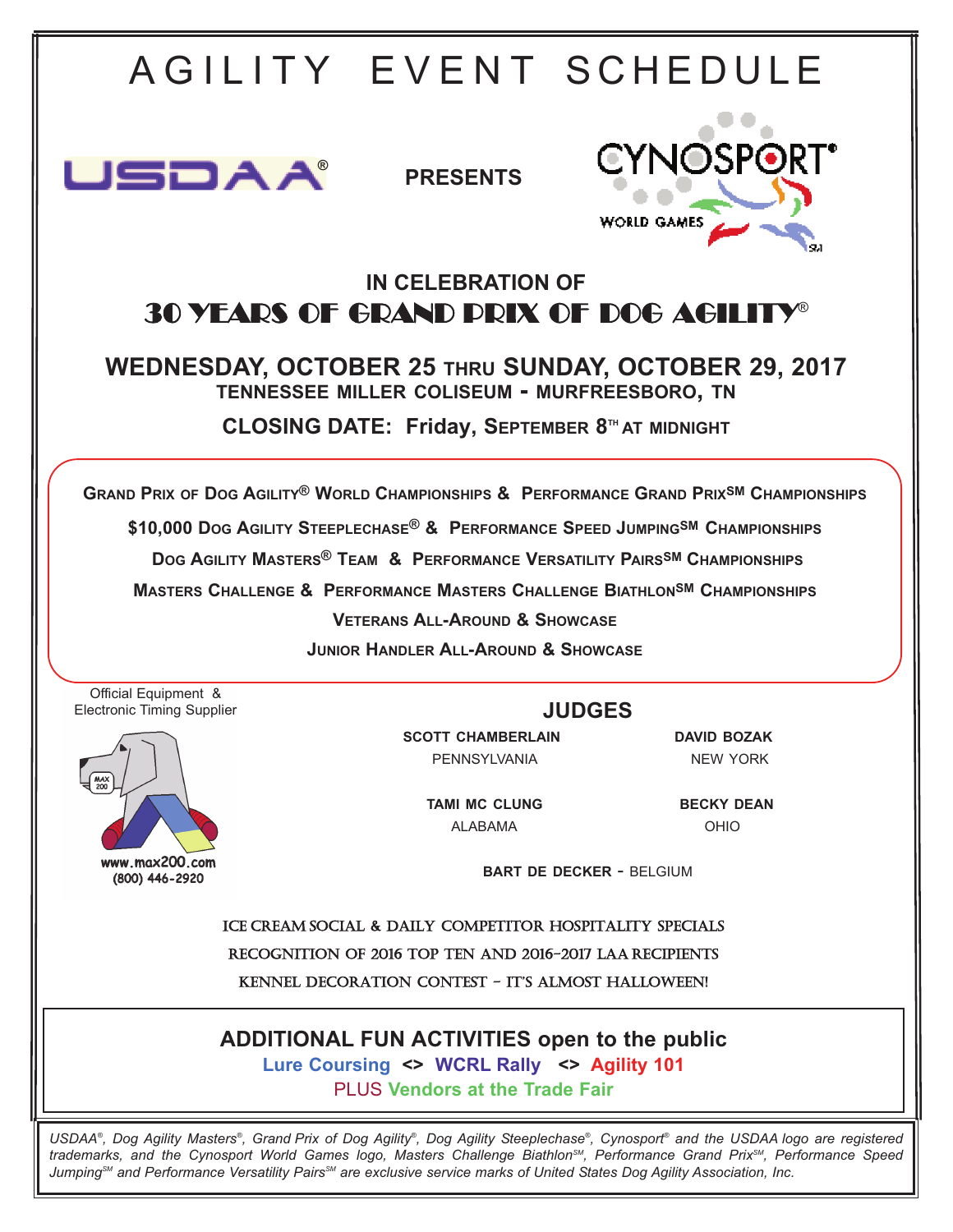# AGILITY EVENT SCHEDULE

USDAA® **PRESENTS** CYNOSPORT® WORLD GAMES

## IN CELEBRATION OF

## 30 YEARS OF GRAND PRIX OF DOG AGILITY®

### WEDNESDAY, OCTOBER 25 THRU SUNDAY, OCTOBER 29, 2017

**TENNESSEE MILLER COLISEUM - MURFREESBORO, TN**

**CLOSING DATE: Friday, September 8TH AT MIDNIGHT**

**Grand Prix of Dog Agility® World Championships & Performance Grand Prix SM Championships**

**$10,000 Dog Agility Steeplechase® & Performance Speed Jumping SM Championships**

**Dog Agility Masters® Team & Performance Versatility Pairs SM Championships**

**Masters Challenge & Performance Masters Challenge Biathlon SM Championships**

**Veterans All-Around & Showcase**

**Junior Handler All-Around & Showcase**

Official Equipment & Electronic Timing Supplier

MAX 200
www.max200.com
(800) 446-2920

## JUDGES

**SCOTT CHAMBERLAIN** PENNSYLVANIA

**DAVID BOZAK** NEW YORK

**TAMI MC CLUNG** ALABAMA

**BECKY DEAN** OHIO

**BART DE DECKER** - BELGIUM

ICE CREAM SOCIAL & DAILY COMPETITOR HOSPITALITY SPECIALS

RECOGNITION OF 2016 TOP TEN AND 2016-2017 LAA RECIPIENTS

KENNEL DECORATION CONTEST – IT'S ALMOST HALLOWEEN!

**ADDITIONAL FUN ACTIVITIES open to the public**

**Lure Coursing <> WCRL Rally <> Agility 101**

PLUS **Vendors at the Trade Fair**

*USDAA®, Dog Agility Masters®, Grand Prix of Dog Agility®, Dog Agility Steeplechase®, Cynosport® and the USDAA logo are registered trademarks, and the Cynosport World Games logo, Masters Challenge Biathlon SM, Performance Grand Prix SM, Performance Speed Jumping SM and Performance Versatility Pairs SM are exclusive service marks of United States Dog Agility Association, Inc.*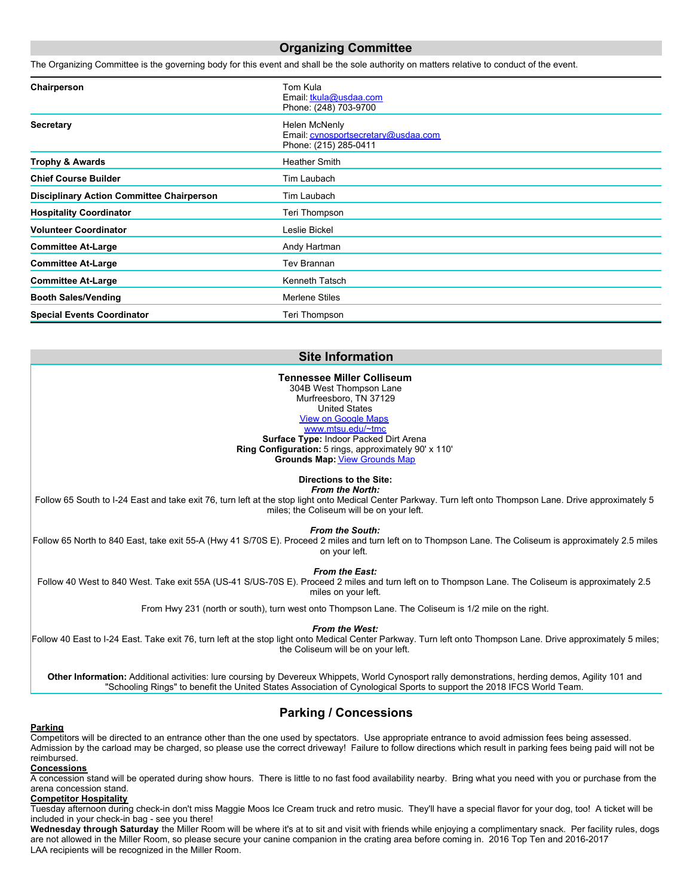## Organizing Committee

The Organizing Committee is the governing body for this event and shall be the sole authority on matters relative to conduct of the event.

| | |
|---|---|
| **Chairperson** | Tom Kula<br>Email: tkula@usdaa.com<br>Phone: (248) 703-9700 |
| **Secretary** | Helen McNenly<br>Email: cynosportsecretary@usdaa.com<br>Phone: (215) 285-0411 |
| **Trophy & Awards** | Heather Smith |
| **Chief Course Builder** | Tim Laubach |
| **Disciplinary Action Committee Chairperson** | Tim Laubach |
| **Hospitality Coordinator** | Teri Thompson |
| **Volunteer Coordinator** | Leslie Bickel |
| **Committee At-Large** | Andy Hartman |
| **Committee At-Large** | Tev Brannan |
| **Committee At-Large** | Kenneth Tatsch |
| **Booth Sales/Vending** | Merlene Stiles |
| **Special Events Coordinator** | Teri Thompson |

## Site Information

**Tennessee Miller Colliseum**
304B West Thompson Lane
Murfreesboro, TN 37129
United States
View on Google Maps
www.mtsu.edu/~tmc
**Surface Type:** Indoor Packed Dirt Arena
**Ring Configuration:** 5 rings, approximately 90' x 110'
**Grounds Map:** View Grounds Map

**Directions to the Site:**

***From the North:***
Follow 65 South to I-24 East and take exit 76, turn left at the stop light onto Medical Center Parkway. Turn left onto Thompson Lane. Drive approximately 5 miles; the Coliseum will be on your left.

***From the South:***
Follow 65 North to 840 East, take exit 55-A (Hwy 41 S/70S E). Proceed 2 miles and turn left on to Thompson Lane. The Coliseum is approximately 2.5 miles on your left.

***From the East:***
Follow 40 West to 840 West. Take exit 55A (US-41 S/US-70S E). Proceed 2 miles and turn left on to Thompson Lane. The Coliseum is approximately 2.5 miles on your left.

From Hwy 231 (north or south), turn west onto Thompson Lane. The Coliseum is 1/2 mile on the right.

***From the West:***
Follow 40 East to I-24 East. Take exit 76, turn left at the stop light onto Medical Center Parkway. Turn left onto Thompson Lane. Drive approximately 5 miles; the Coliseum will be on your left.

**Other Information:** Additional activities: lure coursing by Devereux Whippets, World Cynosport rally demonstrations, herding demos, Agility 101 and "Schooling Rings" to benefit the United States Association of Cynological Sports to support the 2018 IFCS World Team.

## Parking / Concessions

**Parking**
Competitors will be directed to an entrance other than the one used by spectators. Use appropriate entrance to avoid admission fees being assessed. Admission by the carload may be charged, so please use the correct driveway! Failure to follow directions which result in parking fees being paid will not be reimbursed.

**Concessions**
A concession stand will be operated during show hours. There is little to no fast food availability nearby. Bring what you need with you or purchase from the arena concession stand.

**Competitor Hospitality**
Tuesday afternoon during check-in don't miss Maggie Moos Ice Cream truck and retro music. They'll have a special flavor for your dog, too! A ticket will be included in your check-in bag - see you there!

**Wednesday through Saturday** the Miller Room will be where it's at to sit and visit with friends while enjoying a complimentary snack. Per facility rules, dogs are not allowed in the Miller Room, so please secure your canine companion in the crating area before coming in. 2016 Top Ten and 2016-2017 LAA recipients will be recognized in the Miller Room.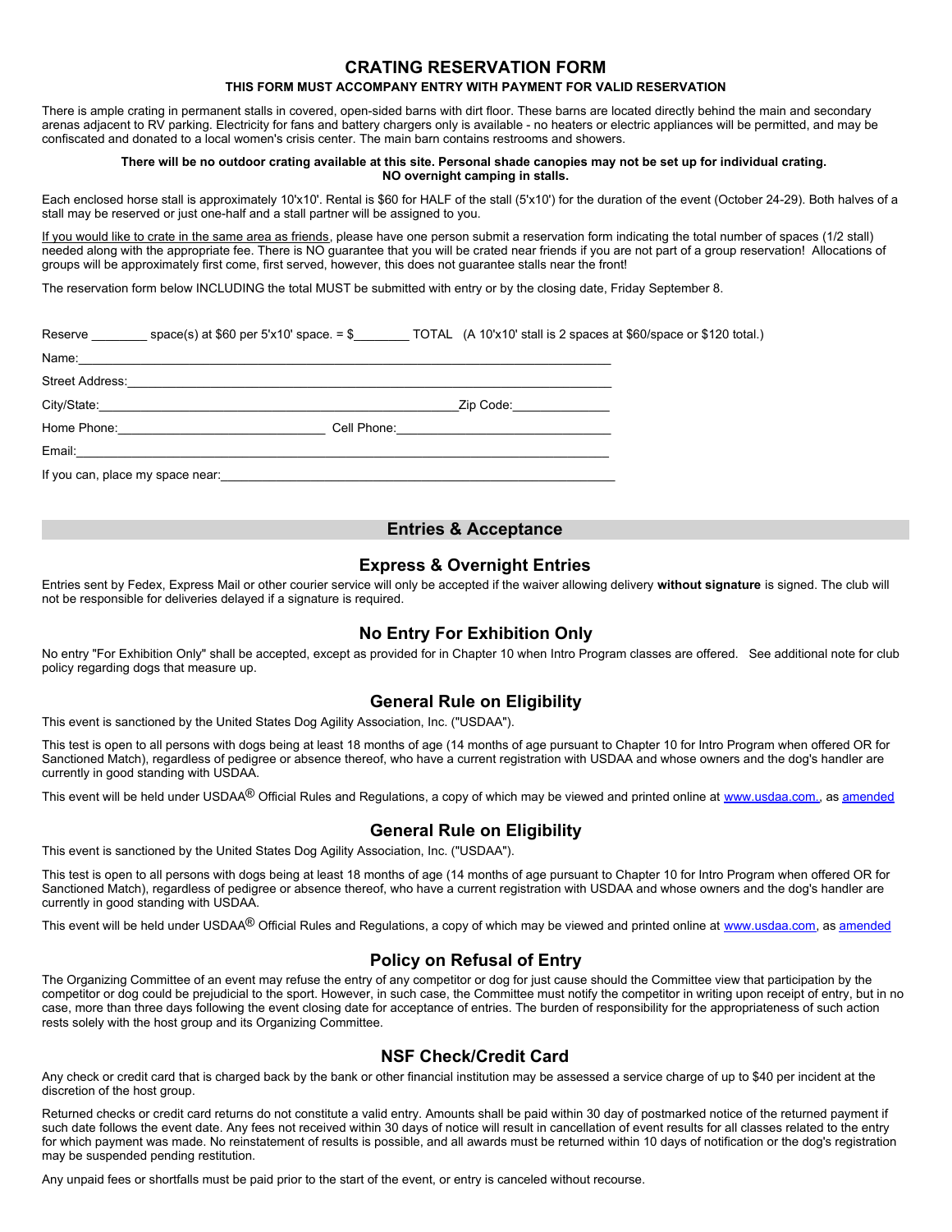# CRATING RESERVATION FORM

**THIS FORM MUST ACCOMPANY ENTRY WITH PAYMENT FOR VALID RESERVATION**

There is ample crating in permanent stalls in covered, open-sided barns with dirt floor. These barns are located directly behind the main and secondary arenas adjacent to RV parking. Electricity for fans and battery chargers only is available - no heaters or electric appliances will be permitted, and may be confiscated and donated to a local women's crisis center. The main barn contains restrooms and showers.

**There will be no outdoor crating available at this site. Personal shade canopies may not be set up for individual crating. NO overnight camping in stalls.**

Each enclosed horse stall is approximately 10'x10'. Rental is $60 for HALF of the stall (5'x10') for the duration of the event (October 24-29). Both halves of a stall may be reserved or just one-half and a stall partner will be assigned to you.

If you would like to crate in the same area as friends, please have one person submit a reservation form indicating the total number of spaces (1/2 stall) needed along with the appropriate fee. There is NO guarantee that you will be crated near friends if you are not part of a group reservation! Allocations of groups will be approximately first come, first served, however, this does not guarantee stalls near the front!

The reservation form below INCLUDING the total MUST be submitted with entry or by the closing date, Friday September 8.

Reserve ________ space(s) at $60 per 5'x10' space. = $________ TOTAL (A 10'x10' stall is 2 spaces at $60/space or $120 total.)

Name:______________________________________________________________

Street Address:______________________________________________________

City/State:_________________________________________ Zip Code:_____________

Home Phone:___________________________ Cell Phone:___________________________

Email:______________________________________________________________

If you can, place my space near:________________________________________________

## Entries & Acceptance

### Express & Overnight Entries

Entries sent by Fedex, Express Mail or other courier service will only be accepted if the waiver allowing delivery **without signature** is signed. The club will not be responsible for deliveries delayed if a signature is required.

### No Entry For Exhibition Only

No entry "For Exhibition Only" shall be accepted, except as provided for in Chapter 10 when Intro Program classes are offered. See additional note for club policy regarding dogs that measure up.

### General Rule on Eligibility

This event is sanctioned by the United States Dog Agility Association, Inc. ("USDAA").

This test is open to all persons with dogs being at least 18 months of age (14 months of age pursuant to Chapter 10 for Intro Program when offered OR for Sanctioned Match), regardless of pedigree or absence thereof, who have a current registration with USDAA and whose owners and the dog's handler are currently in good standing with USDAA.

This event will be held under USDAA® Official Rules and Regulations, a copy of which may be viewed and printed online at www.usdaa.com., as amended

### General Rule on Eligibility

This event is sanctioned by the United States Dog Agility Association, Inc. ("USDAA").

This test is open to all persons with dogs being at least 18 months of age (14 months of age pursuant to Chapter 10 for Intro Program when offered OR for Sanctioned Match), regardless of pedigree or absence thereof, who have a current registration with USDAA and whose owners and the dog's handler are currently in good standing with USDAA.

This event will be held under USDAA® Official Rules and Regulations, a copy of which may be viewed and printed online at www.usdaa.com, as amended

### Policy on Refusal of Entry

The Organizing Committee of an event may refuse the entry of any competitor or dog for just cause should the Committee view that participation by the competitor or dog could be prejudicial to the sport. However, in such case, the Committee must notify the competitor in writing upon receipt of entry, but in no case, more than three days following the event closing date for acceptance of entries. The burden of responsibility for the appropriateness of such action rests solely with the host group and its Organizing Committee.

### NSF Check/Credit Card

Any check or credit card that is charged back by the bank or other financial institution may be assessed a service charge of up to $40 per incident at the discretion of the host group.

Returned checks or credit card returns do not constitute a valid entry. Amounts shall be paid within 30 day of postmarked notice of the returned payment if such date follows the event date. Any fees not received within 30 days of notice will result in cancellation of event results for all classes related to the entry for which payment was made. No reinstatement of results is possible, and all awards must be returned within 10 days of notification or the dog's registration may be suspended pending restitution.

Any unpaid fees or shortfalls must be paid prior to the start of the event, or entry is canceled without recourse.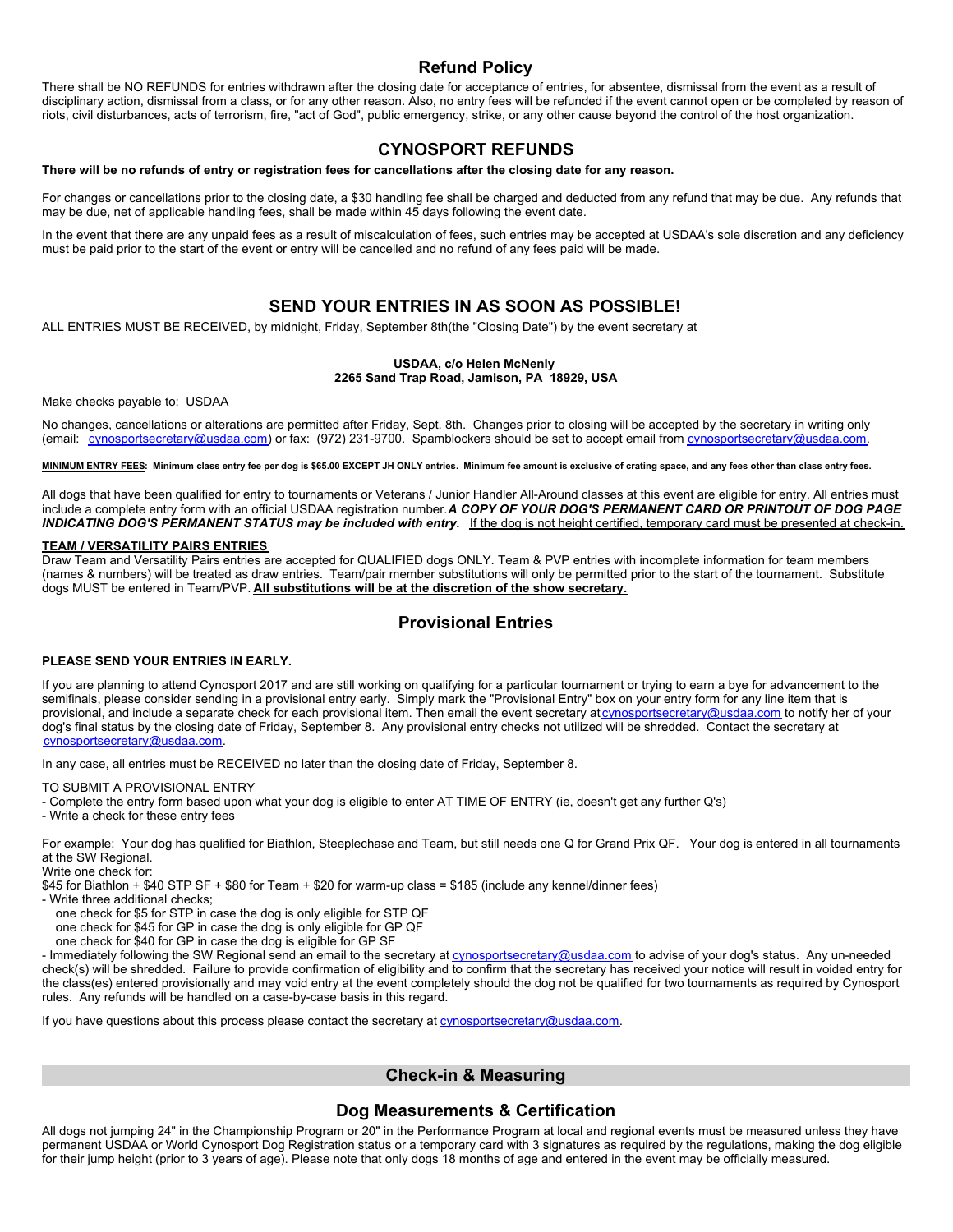## Refund Policy

There shall be NO REFUNDS for entries withdrawn after the closing date for acceptance of entries, for absentee, dismissal from the event as a result of disciplinary action, dismissal from a class, or for any other reason. Also, no entry fees will be refunded if the event cannot open or be completed by reason of riots, civil disturbances, acts of terrorism, fire, "act of God", public emergency, strike, or any other cause beyond the control of the host organization.

## CYNOSPORT REFUNDS

**There will be no refunds of entry or registration fees for cancellations after the closing date for any reason.**

For changes or cancellations prior to the closing date, a $30 handling fee shall be charged and deducted from any refund that may be due. Any refunds that may be due, net of applicable handling fees, shall be made within 45 days following the event date.

In the event that there are any unpaid fees as a result of miscalculation of fees, such entries may be accepted at USDAA's sole discretion and any deficiency must be paid prior to the start of the event or entry will be cancelled and no refund of any fees paid will be made.

## SEND YOUR ENTRIES IN AS SOON AS POSSIBLE!

ALL ENTRIES MUST BE RECEIVED, by midnight, Friday, September 8th(the "Closing Date") by the event secretary at

**USDAA, c/o Helen McNenly**
**2265 Sand Trap Road, Jamison, PA 18929, USA**

Make checks payable to: USDAA

No changes, cancellations or alterations are permitted after Friday, Sept. 8th. Changes prior to closing will be accepted by the secretary in writing only (email: cynosportsecretary@usdaa.com) or fax: (972) 231-9700. Spamblockers should be set to accept email from cynosportsecretary@usdaa.com.

**MINIMUM ENTRY FEES: Minimum class entry fee per dog is $65.00 EXCEPT JH ONLY entries. Minimum fee amount is exclusive of crating space, and any fees other than class entry fees.**

All dogs that have been qualified for entry to tournaments or Veterans / Junior Handler All-Around classes at this event are eligible for entry. All entries must include a complete entry form with an official USDAA registration number. ***A COPY OF YOUR DOG'S PERMANENT CARD OR PRINTOUT OF DOG PAGE INDICATING DOG'S PERMANENT STATUS may be included with entry.*** If the dog is not height certified, temporary card must be presented at check-in.

**TEAM / VERSATILITY PAIRS ENTRIES**

Draw Team and Versatility Pairs entries are accepted for QUALIFIED dogs ONLY. Team & PVP entries with incomplete information for team members (names & numbers) will be treated as draw entries. Team/pair member substitutions will only be permitted prior to the start of the tournament. Substitute dogs MUST be entered in Team/PVP. **All substitutions will be at the discretion of the show secretary.**

## Provisional Entries

**PLEASE SEND YOUR ENTRIES IN EARLY.**

If you are planning to attend Cynosport 2017 and are still working on qualifying for a particular tournament or trying to earn a bye for advancement to the semifinals, please consider sending in a provisional entry early. Simply mark the "Provisional Entry" box on your entry form for any line item that is provisional, and include a separate check for each provisional item. Then email the event secretary at cynosportsecretary@usdaa.com to notify her of your dog's final status by the closing date of Friday, September 8. Any provisional entry checks not utilized will be shredded. Contact the secretary at cynosportsecretary@usdaa.com.

In any case, all entries must be RECEIVED no later than the closing date of Friday, September 8.

TO SUBMIT A PROVISIONAL ENTRY
- Complete the entry form based upon what your dog is eligible to enter AT TIME OF ENTRY (ie, doesn't get any further Q's)
- Write a check for these entry fees

For example: Your dog has qualified for Biathlon, Steeplechase and Team, but still needs one Q for Grand Prix QF. Your dog is entered in all tournaments at the SW Regional.
Write one check for:
$45 for Biathlon + $40 STP SF + $80 for Team + $20 for warm-up class = $185 (include any kennel/dinner fees)
- Write three additional checks;
  one check for $5 for STP in case the dog is only eligible for STP QF
  one check for $45 for GP in case the dog is only eligible for GP QF
  one check for $40 for GP in case the dog is eligible for GP SF
- Immediately following the SW Regional send an email to the secretary at cynosportsecretary@usdaa.com to advise of your dog's status. Any un-needed check(s) will be shredded. Failure to provide confirmation of eligibility and to confirm that the secretary has received your notice will result in voided entry for the class(es) entered provisionally and may void entry at the event completely should the dog not be qualified for two tournaments as required by Cynosport rules. Any refunds will be handled on a case-by-case basis in this regard.

If you have questions about this process please contact the secretary at cynosportsecretary@usdaa.com.

## Check-in & Measuring

## Dog Measurements & Certification

All dogs not jumping 24" in the Championship Program or 20" in the Performance Program at local and regional events must be measured unless they have permanent USDAA or World Cynosport Dog Registration status or a temporary card with 3 signatures as required by the regulations, making the dog eligible for their jump height (prior to 3 years of age). Please note that only dogs 18 months of age and entered in the event may be officially measured.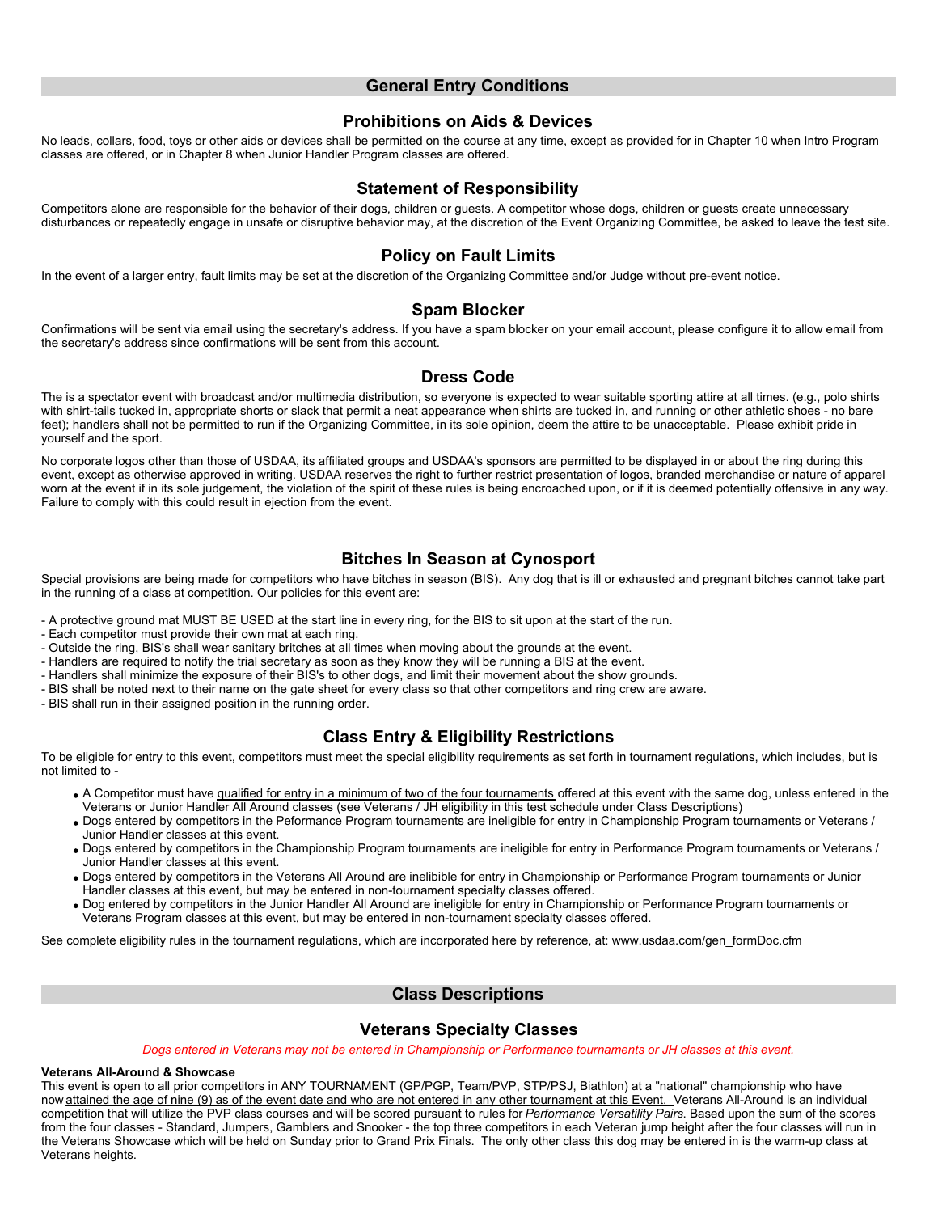## General Entry Conditions

### Prohibitions on Aids & Devices

No leads, collars, food, toys or other aids or devices shall be permitted on the course at any time, except as provided for in Chapter 10 when Intro Program classes are offered, or in Chapter 8 when Junior Handler Program classes are offered.

### Statement of Responsibility

Competitors alone are responsible for the behavior of their dogs, children or guests. A competitor whose dogs, children or guests create unnecessary disturbances or repeatedly engage in unsafe or disruptive behavior may, at the discretion of the Event Organizing Committee, be asked to leave the test site.

### Policy on Fault Limits

In the event of a larger entry, fault limits may be set at the discretion of the Organizing Committee and/or Judge without pre-event notice.

### Spam Blocker

Confirmations will be sent via email using the secretary's address. If you have a spam blocker on your email account, please configure it to allow email from the secretary's address since confirmations will be sent from this account.

### Dress Code

The is a spectator event with broadcast and/or multimedia distribution, so everyone is expected to wear suitable sporting attire at all times. (e.g., polo shirts with shirt-tails tucked in, appropriate shorts or slack that permit a neat appearance when shirts are tucked in, and running or other athletic shoes - no bare feet); handlers shall not be permitted to run if the Organizing Committee, in its sole opinion, deem the attire to be unacceptable. Please exhibit pride in yourself and the sport.

No corporate logos other than those of USDAA, its affiliated groups and USDAA's sponsors are permitted to be displayed in or about the ring during this event, except as otherwise approved in writing. USDAA reserves the right to further restrict presentation of logos, branded merchandise or nature of apparel worn at the event if in its sole judgement, the violation of the spirit of these rules is being encroached upon, or if it is deemed potentially offensive in any way. Failure to comply with this could result in ejection from the event.

### Bitches In Season at Cynosport

Special provisions are being made for competitors who have bitches in season (BIS). Any dog that is ill or exhausted and pregnant bitches cannot take part in the running of a class at competition. Our policies for this event are:

- A protective ground mat MUST BE USED at the start line in every ring, for the BIS to sit upon at the start of the run.
- Each competitor must provide their own mat at each ring.
- Outside the ring, BIS's shall wear sanitary britches at all times when moving about the grounds at the event.
- Handlers are required to notify the trial secretary as soon as they know they will be running a BIS at the event.
- Handlers shall minimize the exposure of their BIS's to other dogs, and limit their movement about the show grounds.
- BIS shall be noted next to their name on the gate sheet for every class so that other competitors and ring crew are aware.
- BIS shall run in their assigned position in the running order.

### Class Entry & Eligibility Restrictions

To be eligible for entry to this event, competitors must meet the special eligibility requirements as set forth in tournament regulations, which includes, but is not limited to -

- A Competitor must have qualified for entry in a minimum of two of the four tournaments offered at this event with the same dog, unless entered in the Veterans or Junior Handler All Around classes (see Veterans / JH eligibility in this test schedule under Class Descriptions)
- Dogs entered by competitors in the Peformance Program tournaments are ineligible for entry in Championship Program tournaments or Veterans / Junior Handler classes at this event.
- Dogs entered by competitors in the Championship Program tournaments are ineligible for entry in Performance Program tournaments or Veterans / Junior Handler classes at this event.
- Dogs entered by competitors in the Veterans All Around are inelibible for entry in Championship or Performance Program tournaments or Junior Handler classes at this event, but may be entered in non-tournament specialty classes offered.
- Dog entered by competitors in the Junior Handler All Around are ineligible for entry in Championship or Performance Program tournaments or Veterans Program classes at this event, but may be entered in non-tournament specialty classes offered.

See complete eligibility rules in the tournament regulations, which are incorporated here by reference, at: www.usdaa.com/gen_formDoc.cfm

## Class Descriptions

### Veterans Specialty Classes

*Dogs entered in Veterans may not be entered in Championship or Performance tournaments or JH classes at this event.*

**Veterans All-Around & Showcase**
This event is open to all prior competitors in ANY TOURNAMENT (GP/PGP, Team/PVP, STP/PSJ, Biathlon) at a "national" championship who have now attained the age of nine (9) as of the event date and who are not entered in any other tournament at this Event. Veterans All-Around is an individual competition that will utilize the PVP class courses and will be scored pursuant to rules for *Performance Versatility Pairs*. Based upon the sum of the scores from the four classes - Standard, Jumpers, Gamblers and Snooker - the top three competitors in each Veteran jump height after the four classes will run in the Veterans Showcase which will be held on Sunday prior to Grand Prix Finals. The only other class this dog may be entered in is the warm-up class at Veterans heights.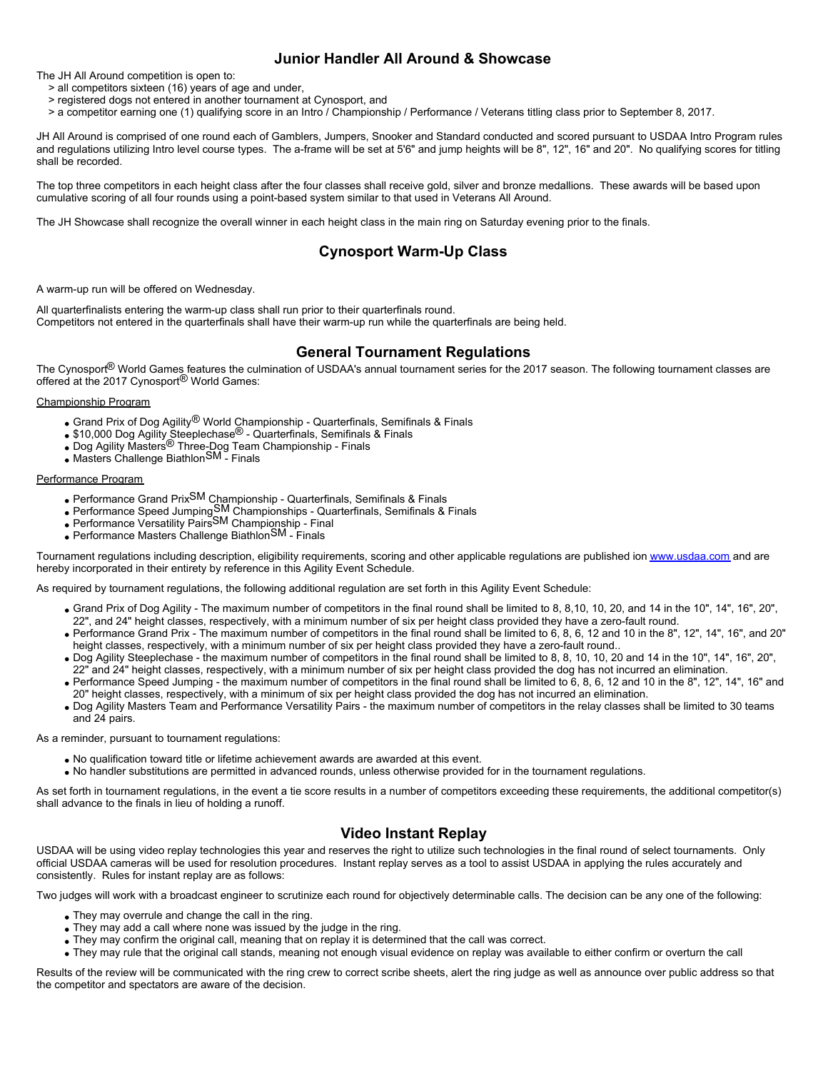## Junior Handler All Around & Showcase

The JH All Around competition is open to:

> all competitors sixteen (16) years of age and under,
> registered dogs not entered in another tournament at Cynosport, and
> a competitor earning one (1) qualifying score in an Intro / Championship / Performance / Veterans titling class prior to September 8, 2017.

JH All Around is comprised of one round each of Gamblers, Jumpers, Snooker and Standard conducted and scored pursuant to USDAA Intro Program rules and regulations utilizing Intro level course types. The a-frame will be set at 5'6" and jump heights will be 8", 12", 16" and 20". No qualifying scores for titling shall be recorded.

The top three competitors in each height class after the four classes shall receive gold, silver and bronze medallions. These awards will be based upon cumulative scoring of all four rounds using a point-based system similar to that used in Veterans All Around.

The JH Showcase shall recognize the overall winner in each height class in the main ring on Saturday evening prior to the finals.

## Cynosport Warm-Up Class

A warm-up run will be offered on Wednesday.

All quarterfinalists entering the warm-up class shall run prior to their quarterfinals round.
Competitors not entered in the quarterfinals shall have their warm-up run while the quarterfinals are being held.

## General Tournament Regulations

The Cynosport® World Games features the culmination of USDAA's annual tournament series for the 2017 season. The following tournament classes are offered at the 2017 Cynosport® World Games:

Championship Program

- Grand Prix of Dog Agility® World Championship - Quarterfinals, Semifinals & Finals
- $10,000 Dog Agility Steeplechase® - Quarterfinals, Semifinals & Finals
- Dog Agility Masters® Three-Dog Team Championship - Finals
- Masters Challenge Biathlon℠ - Finals

Performance Program

- Performance Grand Prix℠ Championship - Quarterfinals, Semifinals & Finals
- Performance Speed Jumping℠ Championships - Quarterfinals, Semifinals & Finals
- Performance Versatility Pairs℠ Championship - Final
- Performance Masters Challenge Biathlon℠ - Finals

Tournament regulations including description, eligibility requirements, scoring and other applicable regulations are published ion www.usdaa.com and are hereby incorporated in their entirety by reference in this Agility Event Schedule.

As required by tournament regulations, the following additional regulation are set forth in this Agility Event Schedule:

- Grand Prix of Dog Agility - The maximum number of competitors in the final round shall be limited to 8, 8,10, 10, 20, and 14 in the 10", 14", 16", 20", 22", and 24" height classes, respectively, with a minimum number of six per height class provided they have a zero-fault round.
- Performance Grand Prix - The maximum number of competitors in the final round shall be limited to 6, 8, 6, 12 and 10 in the 8", 12", 14", 16", and 20" height classes, respectively, with a minimum number of six per height class provided they have a zero-fault round..
- Dog Agility Steeplechase - the maximum number of competitors in the final round shall be limited to 8, 8, 10, 10, 20 and 14 in the 10", 14", 16", 20", 22" and 24" height classes, respectively, with a minimum number of six per height class provided the dog has not incurred an elimination.
- Performance Speed Jumping - the maximum number of competitors in the final round shall be limited to 6, 8, 6, 12 and 10 in the 8", 12", 14", 16" and 20" height classes, respectively, with a minimum of six per height class provided the dog has not incurred an elimination.
- Dog Agility Masters Team and Performance Versatility Pairs - the maximum number of competitors in the relay classes shall be limited to 30 teams and 24 pairs.

As a reminder, pursuant to tournament regulations:

- No qualification toward title or lifetime achievement awards are awarded at this event.
- No handler substitutions are permitted in advanced rounds, unless otherwise provided for in the tournament regulations.

As set forth in tournament regulations, in the event a tie score results in a number of competitors exceeding these requirements, the additional competitor(s) shall advance to the finals in lieu of holding a runoff.

## Video Instant Replay

USDAA will be using video replay technologies this year and reserves the right to utilize such technologies in the final round of select tournaments. Only official USDAA cameras will be used for resolution procedures. Instant replay serves as a tool to assist USDAA in applying the rules accurately and consistently. Rules for instant replay are as follows:

Two judges will work with a broadcast engineer to scrutinize each round for objectively determinable calls. The decision can be any one of the following:

- They may overrule and change the call in the ring.
- They may add a call where none was issued by the judge in the ring.
- They may confirm the original call, meaning that on replay it is determined that the call was correct.
- They may rule that the original call stands, meaning not enough visual evidence on replay was available to either confirm or overturn the call

Results of the review will be communicated with the ring crew to correct scribe sheets, alert the ring judge as well as announce over public address so that the competitor and spectators are aware of the decision.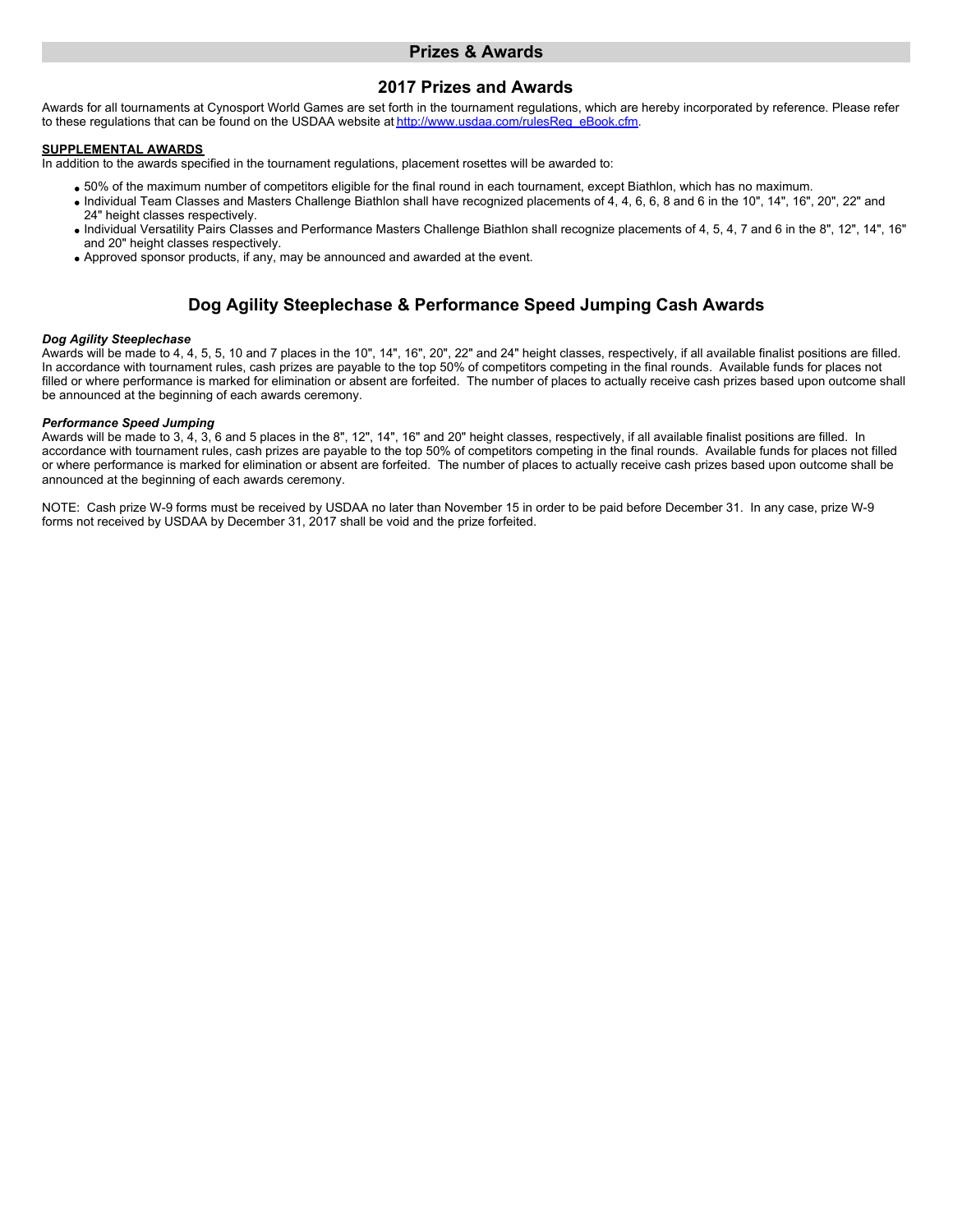# Prizes & Awards

## 2017 Prizes and Awards

Awards for all tournaments at Cynosport World Games are set forth in the tournament regulations, which are hereby incorporated by reference. Please refer to these regulations that can be found on the USDAA website at [http://www.usdaa.com/rulesReg_eBook.cfm](http://www.usdaa.com/rulesReg_eBook.cfm).

**SUPPLEMENTAL AWARDS**

In addition to the awards specified in the tournament regulations, placement rosettes will be awarded to:

- 50% of the maximum number of competitors eligible for the final round in each tournament, except Biathlon, which has no maximum.
- Individual Team Classes and Masters Challenge Biathlon shall have recognized placements of 4, 4, 6, 6, 8 and 6 in the 10", 14", 16", 20", 22" and 24" height classes respectively.
- Individual Versatility Pairs Classes and Performance Masters Challenge Biathlon shall recognize placements of 4, 5, 4, 7 and 6 in the 8", 12", 14", 16" and 20" height classes respectively.
- Approved sponsor products, if any, may be announced and awarded at the event.

## Dog Agility Steeplechase & Performance Speed Jumping Cash Awards

***Dog Agility Steeplechase***

Awards will be made to 4, 4, 5, 5, 10 and 7 places in the 10", 14", 16", 20", 22" and 24" height classes, respectively, if all available finalist positions are filled. In accordance with tournament rules, cash prizes are payable to the top 50% of competitors competing in the final rounds. Available funds for places not filled or where performance is marked for elimination or absent are forfeited. The number of places to actually receive cash prizes based upon outcome shall be announced at the beginning of each awards ceremony.

***Performance Speed Jumping***

Awards will be made to 3, 4, 3, 6 and 5 places in the 8", 12", 14", 16" and 20" height classes, respectively, if all available finalist positions are filled. In accordance with tournament rules, cash prizes are payable to the top 50% of competitors competing in the final rounds. Available funds for places not filled or where performance is marked for elimination or absent are forfeited. The number of places to actually receive cash prizes based upon outcome shall be announced at the beginning of each awards ceremony.

NOTE: Cash prize W-9 forms must be received by USDAA no later than November 15 in order to be paid before December 31. In any case, prize W-9 forms not received by USDAA by December 31, 2017 shall be void and the prize forfeited.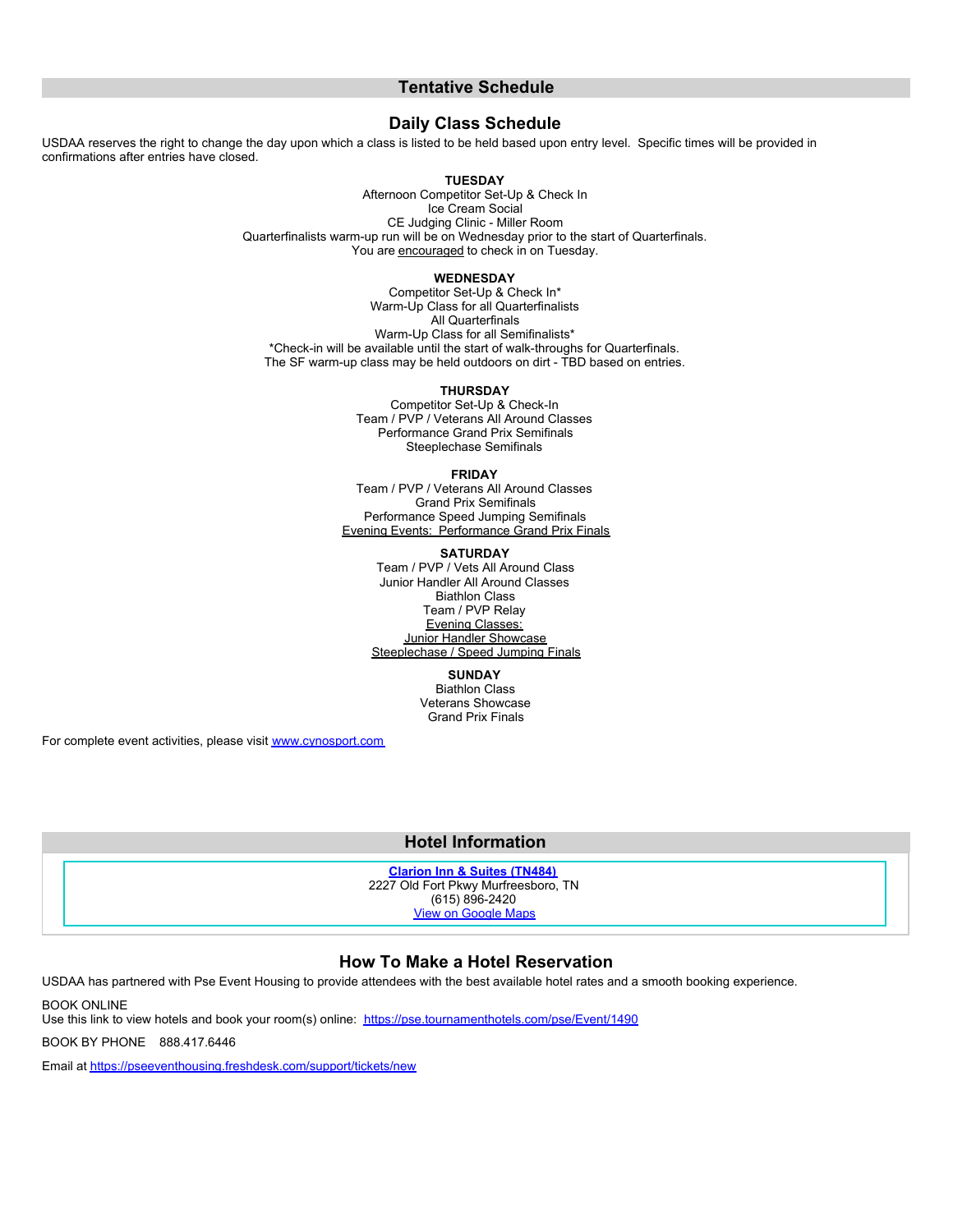## Tentative Schedule

### Daily Class Schedule

USDAA reserves the right to change the day upon which a class is listed to be held based upon entry level. Specific times will be provided in confirmations after entries have closed.

**TUESDAY**
Afternoon Competitor Set-Up & Check In
Ice Cream Social
CE Judging Clinic - Miller Room
Quarterfinalists warm-up run will be on Wednesday prior to the start of Quarterfinals.
You are encouraged to check in on Tuesday.

**WEDNESDAY**
Competitor Set-Up & Check In*
Warm-Up Class for all Quarterfinalists
All Quarterfinals
Warm-Up Class for all Semifinalists*
*Check-in will be available until the start of walk-throughs for Quarterfinals.
The SF warm-up class may be held outdoors on dirt - TBD based on entries.

**THURSDAY**
Competitor Set-Up & Check-In
Team / PVP / Veterans All Around Classes
Performance Grand Prix Semifinals
Steeplechase Semifinals

**FRIDAY**
Team / PVP / Veterans All Around Classes
Grand Prix Semifinals
Performance Speed Jumping Semifinals
Evening Events: Performance Grand Prix Finals

**SATURDAY**
Team / PVP / Vets All Around Class
Junior Handler All Around Classes
Biathlon Class
Team / PVP Relay
Evening Classes:
Junior Handler Showcase
Steeplechase / Speed Jumping Finals

**SUNDAY**
Biathlon Class
Veterans Showcase
Grand Prix Finals

For complete event activities, please visit [www.cynosport.com](www.cynosport.com)

## Hotel Information

**[Clarion Inn & Suites (TN484)]()**
2227 Old Fort Pkwy Murfreesboro, TN
(615) 896-2420
[View on Google Maps]()

### How To Make a Hotel Reservation

USDAA has partnered with Pse Event Housing to provide attendees with the best available hotel rates and a smooth booking experience.

BOOK ONLINE
Use this link to view hotels and book your room(s) online: [https://pse.tournamenthotels.com/pse/Event/1490](https://pse.tournamenthotels.com/pse/Event/1490)

BOOK BY PHONE 888.417.6446

Email at [https://pseeventhousing.freshdesk.com/support/tickets/new](https://pseeventhousing.freshdesk.com/support/tickets/new)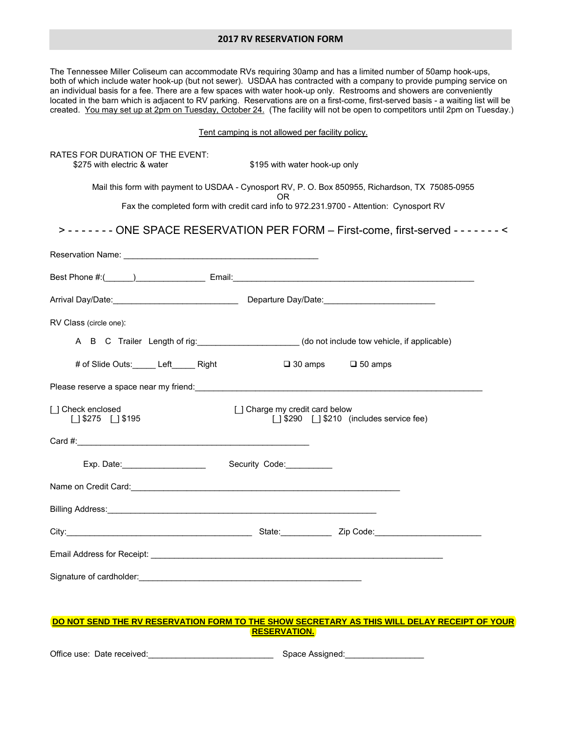## 2017 RV RESERVATION FORM

The Tennessee Miller Coliseum can accommodate RVs requiring 30amp and has a limited number of 50amp hook-ups, both of which include water hook-up (but not sewer). USDAA has contracted with a company to provide pumping service on an individual basis for a fee. There are a few spaces with water hook-up only. Restrooms and showers are conveniently located in the barn which is adjacent to RV parking. Reservations are on a first-come, first-served basis - a waiting list will be created. <u>You may set up at 2pm on Tuesday, October 24.</u> (The facility will not be open to competitors until 2pm on Tuesday.)

<u>Tent camping is not allowed per facility policy.</u>

RATES FOR DURATION OF THE EVENT:

$275 with electric & water　　　　$195 with water hook-up only

Mail this form with payment to USDAA - Cynosport RV, P. O. Box 850955, Richardson, TX 75085-0955

OR

Fax the completed form with credit card info to 972.231.9700 - Attention: Cynosport RV

> - - - - - - - ONE SPACE RESERVATION PER FORM – First-come, first-served - - - - - - - <

Reservation Name: ________________________________________

Best Phone #:(______)______________ Email:____________________________________________________

Arrival Day/Date:__________________________ Departure Day/Date:________________________

RV Class (circle one):

A　B　C　Trailer　Length of rig:_____________________ (do not include tow vehicle, if applicable)

\# of Slide Outs:_____ Left_____ Right　　　❑ 30 amps　　❑ 50 amps

Please reserve a space near my friend:_______________________________________________________________

[ ] Check enclosed
　[ ] $275　[ ] $195

[ ] Charge my credit card below
　[ ] $290　[ ] $210 (includes service fee)

Card #:_______________________________________________

Exp. Date:_________________　Security Code:__________

Name on Credit Card:_______________________________________________________

Billing Address:_________________________________________________________

City:____________________________________ State:__________ Zip Code:______________________

Email Address for Receipt: _____________________________________________________________

Signature of cardholder:_______________________________________________

**<u>DO NOT SEND THE RV RESERVATION FORM TO THE SHOW SECRETARY AS THIS WILL DELAY RECEIPT OF YOUR RESERVATION.</u>**

Office use: Date received:__________________________ Space Assigned:________________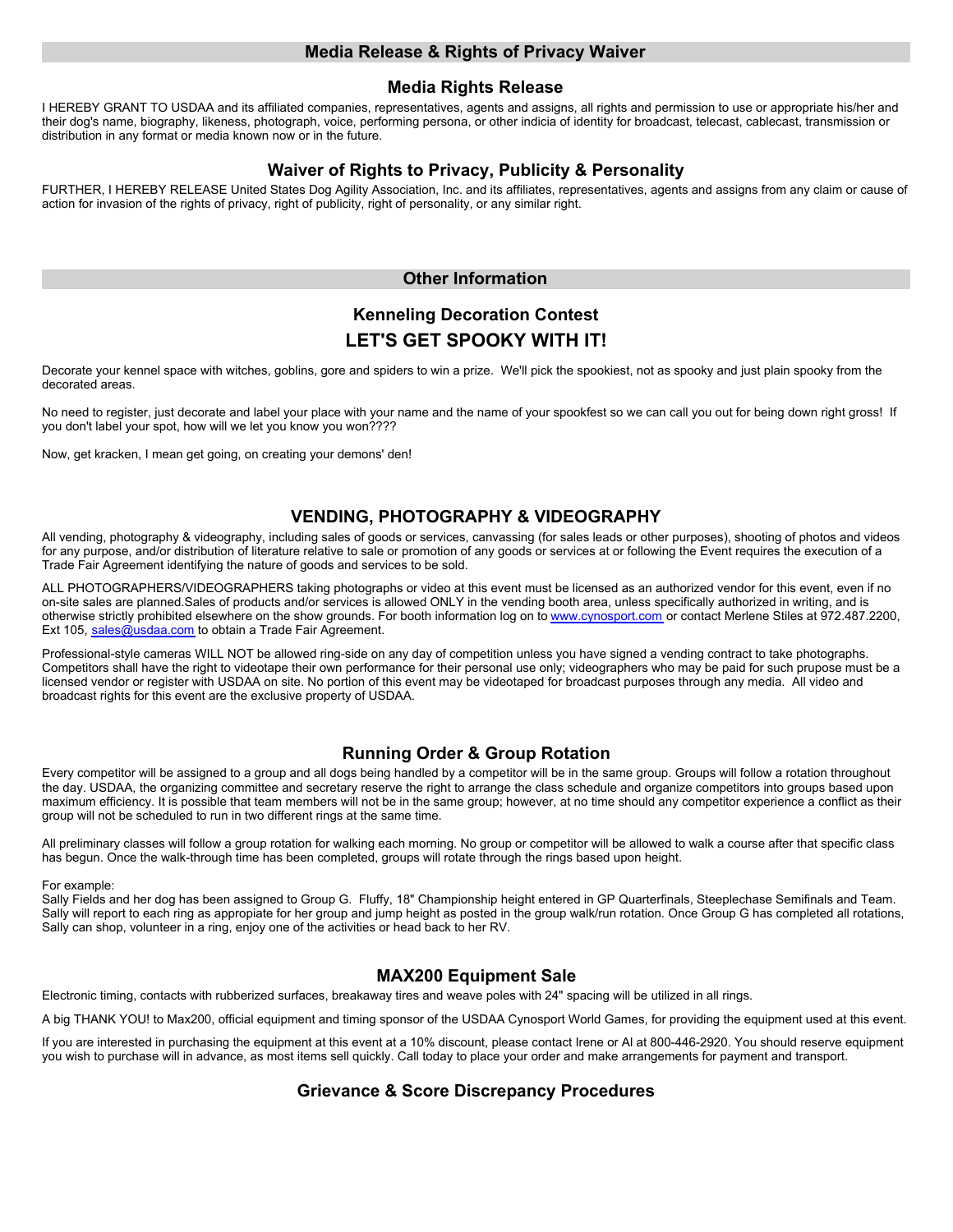## Media Release & Rights of Privacy Waiver

### Media Rights Release

I HEREBY GRANT TO USDAA and its affiliated companies, representatives, agents and assigns, all rights and permission to use or appropriate his/her and their dog's name, biography, likeness, photograph, voice, performing persona, or other indicia of identity for broadcast, telecast, cablecast, transmission or distribution in any format or media known now or in the future.

### Waiver of Rights to Privacy, Publicity & Personality

FURTHER, I HEREBY RELEASE United States Dog Agility Association, Inc. and its affiliates, representatives, agents and assigns from any claim or cause of action for invasion of the rights of privacy, right of publicity, right of personality, or any similar right.

## Other Information

### Kenneling Decoration Contest

### LET'S GET SPOOKY WITH IT!

Decorate your kennel space with witches, goblins, gore and spiders to win a prize. We'll pick the spookiest, not as spooky and just plain spooky from the decorated areas.

No need to register, just decorate and label your place with your name and the name of your spookfest so we can call you out for being down right gross! If you don't label your spot, how will we let you know you won????

Now, get kracken, I mean get going, on creating your demons' den!

### VENDING, PHOTOGRAPHY & VIDEOGRAPHY

All vending, photography & videography, including sales of goods or services, canvassing (for sales leads or other purposes), shooting of photos and videos for any purpose, and/or distribution of literature relative to sale or promotion of any goods or services at or following the Event requires the execution of a Trade Fair Agreement identifying the nature of goods and services to be sold.

ALL PHOTOGRAPHERS/VIDEOGRAPHERS taking photographs or video at this event must be licensed as an authorized vendor for this event, even if no on-site sales are planned.Sales of products and/or services is allowed ONLY in the vending booth area, unless specifically authorized in writing, and is otherwise strictly prohibited elsewhere on the show grounds. For booth information log on to www.cynosport.com or contact Merlene Stiles at 972.487.2200, Ext 105, sales@usdaa.com to obtain a Trade Fair Agreement.

Professional-style cameras WILL NOT be allowed ring-side on any day of competition unless you have signed a vending contract to take photographs. Competitors shall have the right to videotape their own performance for their personal use only; videographers who may be paid for such prupose must be a licensed vendor or register with USDAA on site. No portion of this event may be videotaped for broadcast purposes through any media. All video and broadcast rights for this event are the exclusive property of USDAA.

### Running Order & Group Rotation

Every competitor will be assigned to a group and all dogs being handled by a competitor will be in the same group. Groups will follow a rotation throughout the day. USDAA, the organizing committee and secretary reserve the right to arrange the class schedule and organize competitors into groups based upon maximum efficiency. It is possible that team members will not be in the same group; however, at no time should any competitor experience a conflict as their group will not be scheduled to run in two different rings at the same time.

All preliminary classes will follow a group rotation for walking each morning. No group or competitor will be allowed to walk a course after that specific class has begun. Once the walk-through time has been completed, groups will rotate through the rings based upon height.

For example:
Sally Fields and her dog has been assigned to Group G. Fluffy, 18" Championship height entered in GP Quarterfinals, Steeplechase Semifinals and Team. Sally will report to each ring as appropiate for her group and jump height as posted in the group walk/run rotation. Once Group G has completed all rotations, Sally can shop, volunteer in a ring, enjoy one of the activities or head back to her RV.

### MAX200 Equipment Sale

Electronic timing, contacts with rubberized surfaces, breakaway tires and weave poles with 24" spacing will be utilized in all rings.

A big THANK YOU! to Max200, official equipment and timing sponsor of the USDAA Cynosport World Games, for providing the equipment used at this event.

If you are interested in purchasing the equipment at this event at a 10% discount, please contact Irene or Al at 800-446-2920. You should reserve equipment you wish to purchase will in advance, as most items sell quickly. Call today to place your order and make arrangements for payment and transport.

### Grievance & Score Discrepancy Procedures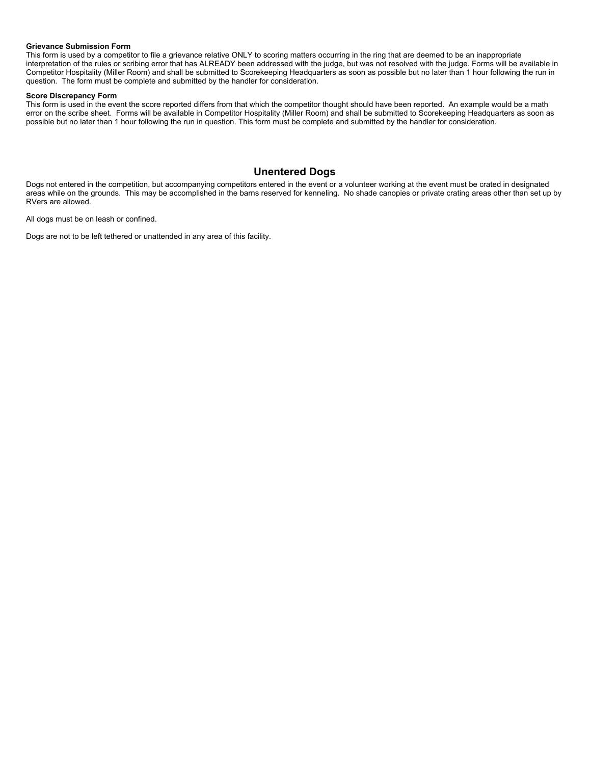**Grievance Submission Form**
This form is used by a competitor to file a grievance relative ONLY to scoring matters occurring in the ring that are deemed to be an inappropriate interpretation of the rules or scribing error that has ALREADY been addressed with the judge, but was not resolved with the judge. Forms will be available in Competitor Hospitality (Miller Room) and shall be submitted to Scorekeeping Headquarters as soon as possible but no later than 1 hour following the run in question. The form must be complete and submitted by the handler for consideration.

**Score Discrepancy Form**
This form is used in the event the score reported differs from that which the competitor thought should have been reported. An example would be a math error on the scribe sheet. Forms will be available in Competitor Hospitality (Miller Room) and shall be submitted to Scorekeeping Headquarters as soon as possible but no later than 1 hour following the run in question. This form must be complete and submitted by the handler for consideration.

## Unentered Dogs

Dogs not entered in the competition, but accompanying competitors entered in the event or a volunteer working at the event must be crated in designated areas while on the grounds. This may be accomplished in the barns reserved for kenneling. No shade canopies or private crating areas other than set up by RVers are allowed.

All dogs must be on leash or confined.

Dogs are not to be left tethered or unattended in any area of this facility.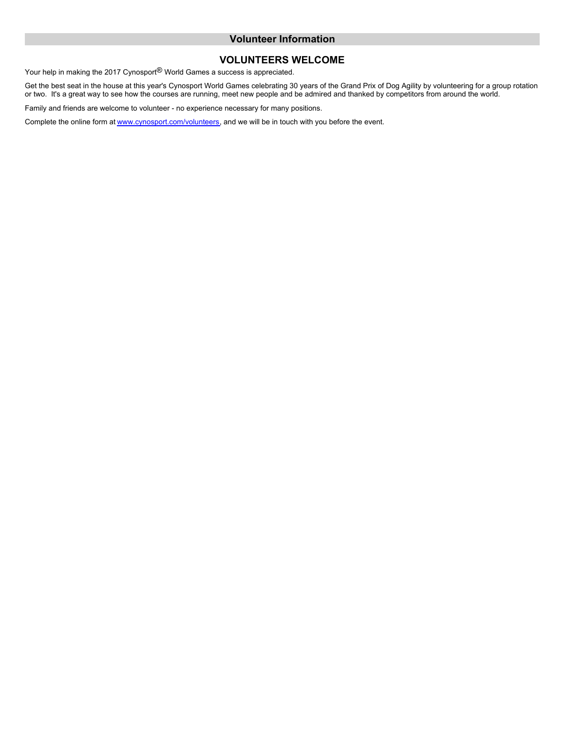## Volunteer Information

### VOLUNTEERS WELCOME

Your help in making the 2017 Cynosport® World Games a success is appreciated.

Get the best seat in the house at this year's Cynosport World Games celebrating 30 years of the Grand Prix of Dog Agility by volunteering for a group rotation or two. It's a great way to see how the courses are running, meet new people and be admired and thanked by competitors from around the world.

Family and friends are welcome to volunteer - no experience necessary for many positions.

Complete the online form at [www.cynosport.com/volunteers](http://www.cynosport.com/volunteers), and we will be in touch with you before the event.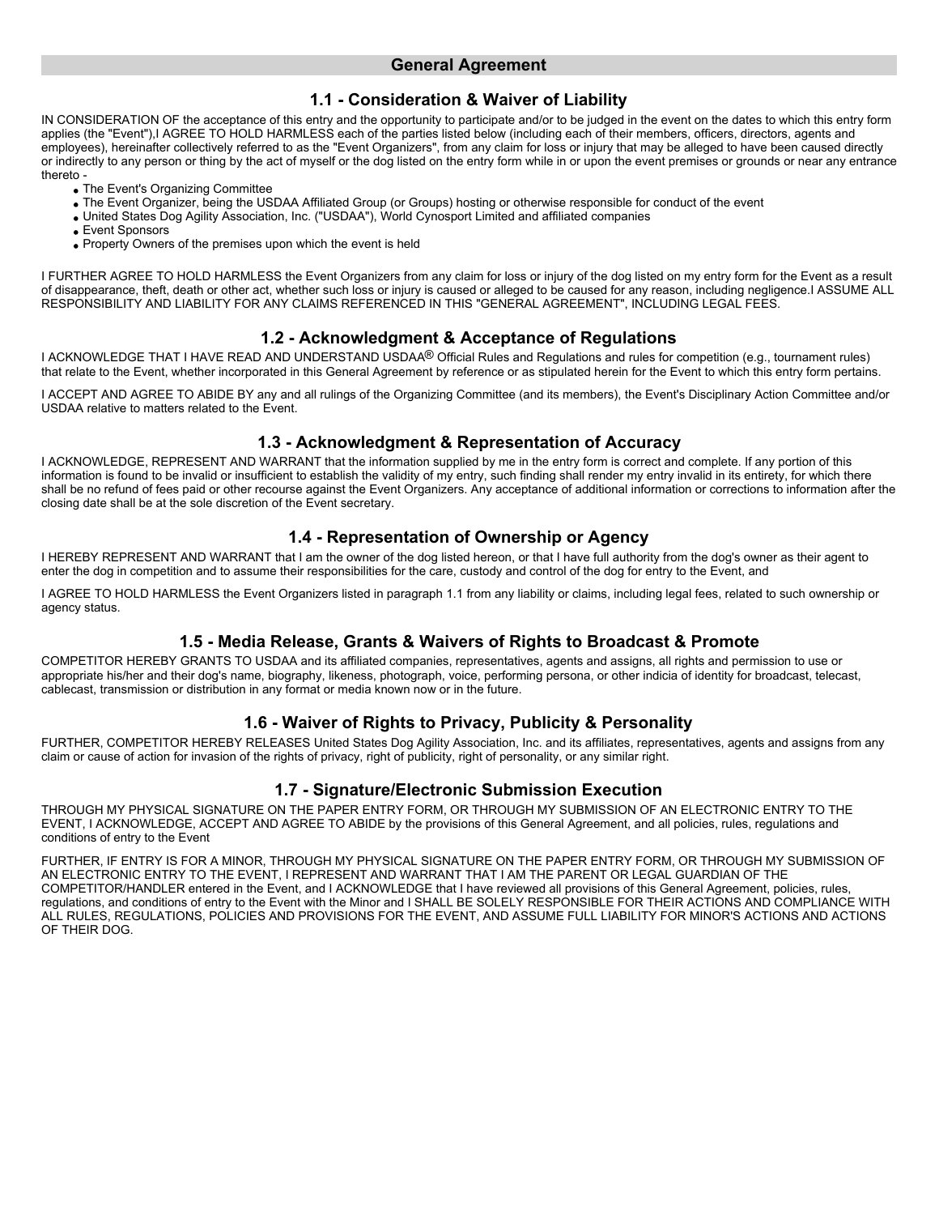## General Agreement

### 1.1 - Consideration & Waiver of Liability

IN CONSIDERATION OF the acceptance of this entry and the opportunity to participate and/or to be judged in the event on the dates to which this entry form applies (the "Event"),I AGREE TO HOLD HARMLESS each of the parties listed below (including each of their members, officers, directors, agents and employees), hereinafter collectively referred to as the "Event Organizers", from any claim for loss or injury that may be alleged to have been caused directly or indirectly to any person or thing by the act of myself or the dog listed on the entry form while in or upon the event premises or grounds or near any entrance thereto -

- The Event's Organizing Committee
- The Event Organizer, being the USDAA Affiliated Group (or Groups) hosting or otherwise responsible for conduct of the event
- United States Dog Agility Association, Inc. ("USDAA"), World Cynosport Limited and affiliated companies
- Event Sponsors
- Property Owners of the premises upon which the event is held

I FURTHER AGREE TO HOLD HARMLESS the Event Organizers from any claim for loss or injury of the dog listed on my entry form for the Event as a result of disappearance, theft, death or other act, whether such loss or injury is caused or alleged to be caused for any reason, including negligence.I ASSUME ALL RESPONSIBILITY AND LIABILITY FOR ANY CLAIMS REFERENCED IN THIS "GENERAL AGREEMENT", INCLUDING LEGAL FEES.

### 1.2 - Acknowledgment & Acceptance of Regulations

I ACKNOWLEDGE THAT I HAVE READ AND UNDERSTAND USDAA® Official Rules and Regulations and rules for competition (e.g., tournament rules) that relate to the Event, whether incorporated in this General Agreement by reference or as stipulated herein for the Event to which this entry form pertains.

I ACCEPT AND AGREE TO ABIDE BY any and all rulings of the Organizing Committee (and its members), the Event's Disciplinary Action Committee and/or USDAA relative to matters related to the Event.

### 1.3 - Acknowledgment & Representation of Accuracy

I ACKNOWLEDGE, REPRESENT AND WARRANT that the information supplied by me in the entry form is correct and complete. If any portion of this information is found to be invalid or insufficient to establish the validity of my entry, such finding shall render my entry invalid in its entirety, for which there shall be no refund of fees paid or other recourse against the Event Organizers. Any acceptance of additional information or corrections to information after the closing date shall be at the sole discretion of the Event secretary.

### 1.4 - Representation of Ownership or Agency

I HEREBY REPRESENT AND WARRANT that I am the owner of the dog listed hereon, or that I have full authority from the dog's owner as their agent to enter the dog in competition and to assume their responsibilities for the care, custody and control of the dog for entry to the Event, and

I AGREE TO HOLD HARMLESS the Event Organizers listed in paragraph 1.1 from any liability or claims, including legal fees, related to such ownership or agency status.

### 1.5 - Media Release, Grants & Waivers of Rights to Broadcast & Promote

COMPETITOR HEREBY GRANTS TO USDAA and its affiliated companies, representatives, agents and assigns, all rights and permission to use or appropriate his/her and their dog's name, biography, likeness, photograph, voice, performing persona, or other indicia of identity for broadcast, telecast, cablecast, transmission or distribution in any format or media known now or in the future.

### 1.6 - Waiver of Rights to Privacy, Publicity & Personality

FURTHER, COMPETITOR HEREBY RELEASES United States Dog Agility Association, Inc. and its affiliates, representatives, agents and assigns from any claim or cause of action for invasion of the rights of privacy, right of publicity, right of personality, or any similar right.

### 1.7 - Signature/Electronic Submission Execution

THROUGH MY PHYSICAL SIGNATURE ON THE PAPER ENTRY FORM, OR THROUGH MY SUBMISSION OF AN ELECTRONIC ENTRY TO THE EVENT, I ACKNOWLEDGE, ACCEPT AND AGREE TO ABIDE by the provisions of this General Agreement, and all policies, rules, regulations and conditions of entry to the Event

FURTHER, IF ENTRY IS FOR A MINOR, THROUGH MY PHYSICAL SIGNATURE ON THE PAPER ENTRY FORM, OR THROUGH MY SUBMISSION OF AN ELECTRONIC ENTRY TO THE EVENT, I REPRESENT AND WARRANT THAT I AM THE PARENT OR LEGAL GUARDIAN OF THE COMPETITOR/HANDLER entered in the Event, and I ACKNOWLEDGE that I have reviewed all provisions of this General Agreement, policies, rules, regulations, and conditions of entry to the Event with the Minor and I SHALL BE SOLELY RESPONSIBLE FOR THEIR ACTIONS AND COMPLIANCE WITH ALL RULES, REGULATIONS, POLICIES AND PROVISIONS FOR THE EVENT, AND ASSUME FULL LIABILITY FOR MINOR'S ACTIONS AND ACTIONS OF THEIR DOG.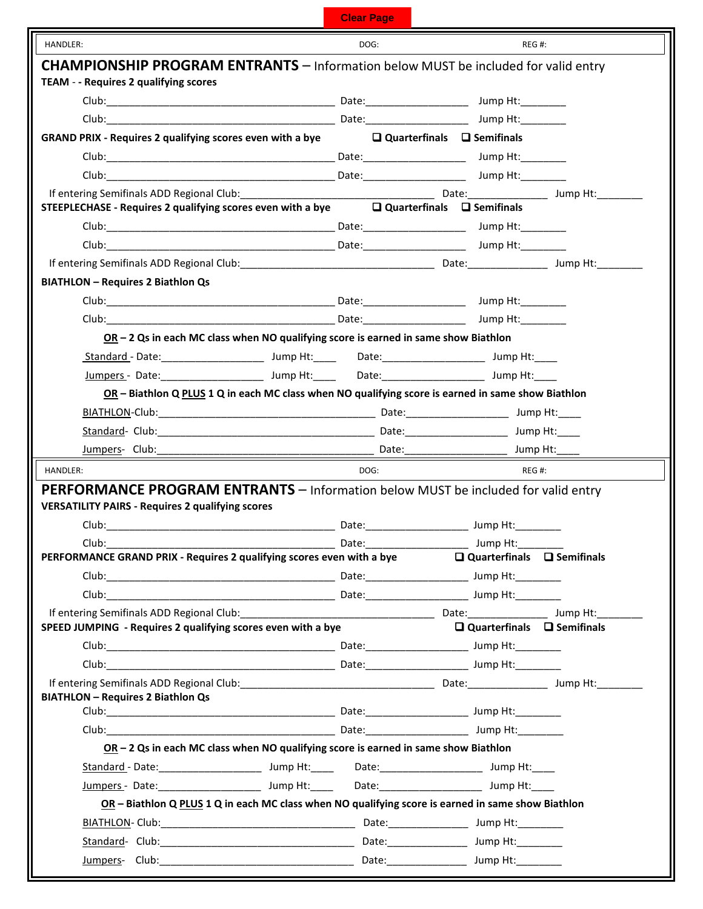Clear Page

HANDLER: DOG: REG #:

## CHAMPIONSHIP PROGRAM ENTRANTS – Information below MUST be included for valid entry

**TEAM - - Requires 2 qualifying scores**

Club:_________________________________________ Date:__________________ Jump Ht:________

Club:_________________________________________ Date:__________________ Jump Ht:________

**GRAND PRIX - Requires 2 qualifying scores even with a bye** ❑ **Quarterfinals** ❑ **Semifinals**

Club:_________________________________________ Date:__________________ Jump Ht:________

Club:_________________________________________ Date:__________________ Jump Ht:________

If entering Semifinals ADD Regional Club:___________________________________ Date:______________ Jump Ht:________

**STEEPLECHASE - Requires 2 qualifying scores even with a bye** ❑ **Quarterfinals** ❑ **Semifinals**

Club:_________________________________________ Date:__________________ Jump Ht:________

Club:_________________________________________ Date:__________________ Jump Ht:________

If entering Semifinals ADD Regional Club:___________________________________ Date:______________ Jump Ht:________

**BIATHLON – Requires 2 Biathlon Qs**

Club:_________________________________________ Date:__________________ Jump Ht:________

Club:_________________________________________ Date:__________________ Jump Ht:________

**<u>OR</u> – 2 Qs in each MC class when NO qualifying score is earned in same show Biathlon**

<u>Standard</u> - Date:__________________ Jump Ht:____ Date:__________________ Jump Ht:____

<u>Jumpers</u> - Date:__________________ Jump Ht:____ Date:__________________ Jump Ht:____

**<u>OR</u> – Biathlon Q <u>PLUS</u> 1 Q in each MC class when NO qualifying score is earned in same show Biathlon**

<u>BIATHLON</u>-Club:______________________________________ Date:__________________ Jump Ht:____

<u>Standard</u>- Club:______________________________________ Date:__________________ Jump Ht:____

<u>Jumpers</u>- Club:______________________________________ Date:__________________ Jump Ht:____

HANDLER: DOG: REG #:

## PERFORMANCE PROGRAM ENTRANTS – Information below MUST be included for valid entry

**VERSATILITY PAIRS - Requires 2 qualifying scores**

Club:_________________________________________ Date:__________________ Jump Ht:________

Club:_________________________________________ Date:__________________ Jump Ht:________

**PERFORMANCE GRAND PRIX - Requires 2 qualifying scores even with a bye** ❑ **Quarterfinals** ❑ **Semifinals**

Club:_________________________________________ Date:__________________ Jump Ht:________

Club:_________________________________________ Date:__________________ Jump Ht:________

If entering Semifinals ADD Regional Club:___________________________________ Date:______________ Jump Ht:________

**SPEED JUMPING - Requires 2 qualifying scores even with a bye** ❑ **Quarterfinals** ❑ **Semifinals**

Club:_________________________________________ Date:__________________ Jump Ht:________

Club:_________________________________________ Date:__________________ Jump Ht:________

If entering Semifinals ADD Regional Club:___________________________________ Date:______________ Jump Ht:________

**BIATHLON – Requires 2 Biathlon Qs**

Club:_________________________________________ Date:__________________ Jump Ht:________

Club:_________________________________________ Date:__________________ Jump Ht:________

**<u>OR</u> – 2 Qs in each MC class when NO qualifying score is earned in same show Biathlon**

<u>Standard</u> - Date:__________________ Jump Ht:____ Date:__________________ Jump Ht:____

<u>Jumpers</u> - Date:__________________ Jump Ht:____ Date:__________________ Jump Ht:____

**<u>OR</u> – Biathlon Q <u>PLUS</u> 1 Q in each MC class when NO qualifying score is earned in same show Biathlon**

<u>BIATHLON</u>- Club:__________________________________ Date:______________ Jump Ht:________

<u>Standard</u>- Club:__________________________________ Date:______________ Jump Ht:________

<u>Jumpers</u>- Club:__________________________________ Date:______________ Jump Ht:________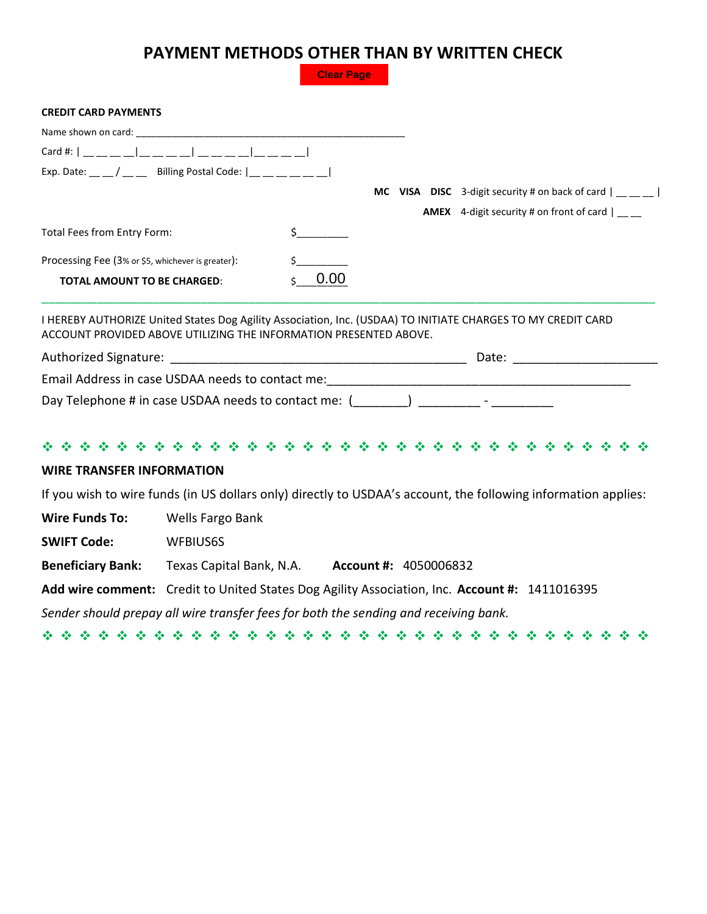# PAYMENT METHODS OTHER THAN BY WRITTEN CHECK

Clear Page

**CREDIT CARD PAYMENTS**

Name shown on card: ___________________________________________________

Card #: | __ __ __ __|__ __ __ __| __ __ __ __|__ __ __ __|

Exp. Date: __ __ / __ __ Billing Postal Code: |__ __ __ __ __ __|

**MC VISA DISC** 3-digit security # on back of card | __ __ __ |

**AMEX** 4-digit security # on front of card | __ __

Total Fees from Entry Form: $_________

Processing Fee (3% or $5, whichever is greater): $_________

**TOTAL AMOUNT TO BE CHARGED**: $ 0.00

---

I HEREBY AUTHORIZE United States Dog Agility Association, Inc. (USDAA) TO INITIATE CHARGES TO MY CREDIT CARD ACCOUNT PROVIDED ABOVE UTILIZING THE INFORMATION PRESENTED ABOVE.

Authorized Signature: ____________________________________________ Date: _____________________

Email Address in case USDAA needs to contact me:_____________________________________________

Day Telephone # in case USDAA needs to contact me: (________) _________ - _________

❖ ❖ ❖ ❖ ❖ ❖ ❖ ❖ ❖ ❖ ❖ ❖ ❖ ❖ ❖ ❖ ❖ ❖ ❖ ❖ ❖ ❖ ❖ ❖ ❖ ❖ ❖ ❖ ❖ ❖ ❖ ❖ ❖

**WIRE TRANSFER INFORMATION**

If you wish to wire funds (in US dollars only) directly to USDAA's account, the following information applies:

**Wire Funds To:** Wells Fargo Bank

**SWIFT Code:** WFBIUS6S

**Beneficiary Bank:** Texas Capital Bank, N.A. **Account #:** 4050006832

**Add wire comment:** Credit to United States Dog Agility Association, Inc. **Account #:** 1411016395

*Sender should prepay all wire transfer fees for both the sending and receiving bank.*

❖ ❖ ❖ ❖ ❖ ❖ ❖ ❖ ❖ ❖ ❖ ❖ ❖ ❖ ❖ ❖ ❖ ❖ ❖ ❖ ❖ ❖ ❖ ❖ ❖ ❖ ❖ ❖ ❖ ❖ ❖ ❖ ❖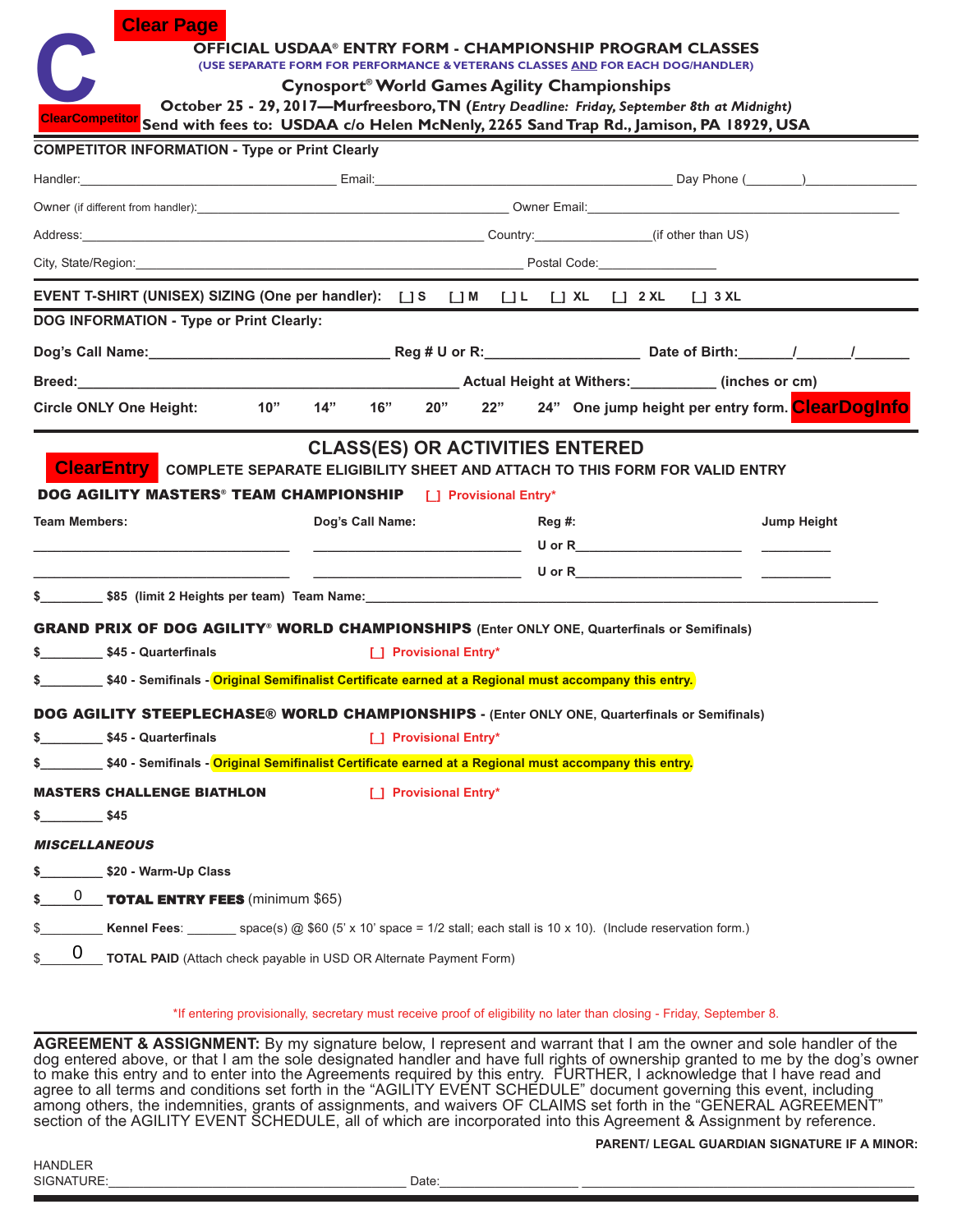Clear Page

C

ClearCompetitor

# OFFICIAL USDAA® ENTRY FORM - CHAMPIONSHIP PROGRAM CLASSES

(USE SEPARATE FORM FOR PERFORMANCE & VETERANS CLASSES AND FOR EACH DOG/HANDLER)

## Cynosport® World Games Agility Championships

**October 25 - 29, 2017—Murfreesboro, TN** (*Entry Deadline: Friday, September 8th at Midnight*)

**Send with fees to: USDAA c/o Helen McNenly, 2265 Sand Trap Rd., Jamison, PA 18929, USA**

**COMPETITOR INFORMATION - Type or Print Clearly**

Handler:_______________________________ Email:_______________________________ Day Phone (________)________________

Owner (if different from handler):_______________________________ Owner Email:_______________________________

Address:_______________________________ Country:________________(if other than US)

City, State/Region:_______________________________ Postal Code:________________

**EVENT T-SHIRT (UNISEX) SIZING (One per handler):** [_] S [_] M [_] L [_] XL [_] 2 XL [_] 3 XL

**DOG INFORMATION - Type or Print Clearly:**

**Dog's Call Name:**_______________________________ **Reg # U or R:**__________________ **Date of Birth:**______/______/______

**Breed:**_______________________________ **Actual Height at Withers:**__________ **(inches or cm)**

**Circle ONLY One Height:** 10" 14" 16" 20" 22" 24" **One jump height per entry form.** ClearDogInfo

## CLASS(ES) OR ACTIVITIES ENTERED

ClearEntry **COMPLETE SEPARATE ELIGIBILITY SHEET AND ATTACH TO THIS FORM FOR VALID ENTRY**

### DOG AGILITY MASTERS® TEAM CHAMPIONSHIP [_] Provisional Entry*

| Team Members: | Dog's Call Name: | Reg #: | Jump Height |
|---|---|---|---|
| ____________________ | ____________________ | U or R____________________ | _________ |
| ____________________ | ____________________ | U or R____________________ | _________ |

$_________ $85 (limit 2 Heights per team) Team Name:_______________________________

### GRAND PRIX OF DOG AGILITY® WORLD CHAMPIONSHIPS (Enter ONLY ONE, Quarterfinals or Semifinals)

$_________ $45 - Quarterfinals [_] Provisional Entry*

$_________ $40 - Semifinals - Original Semifinalist Certificate earned at a Regional must accompany this entry.

### DOG AGILITY STEEPLECHASE® WORLD CHAMPIONSHIPS - (Enter ONLY ONE, Quarterfinals or Semifinals)

$_________ $45 - Quarterfinals [_] Provisional Entry*

$_________ $40 - Semifinals - Original Semifinalist Certificate earned at a Regional must accompany this entry.

### MASTERS CHALLENGE BIATHLON [_] Provisional Entry*

$_________ $45

### *MISCELLANEOUS*

$_________ $20 - Warm-Up Class

$____0____ **TOTAL ENTRY FEES** (minimum $65)

$_________ **Kennel Fees**: _______ space(s) @ $60 (5' x 10' space = 1/2 stall; each stall is 10 x 10). (Include reservation form.)

$____0____ **TOTAL PAID** (Attach check payable in USD OR Alternate Payment Form)

*If entering provisionally, secretary must receive proof of eligibility no later than closing - Friday, September 8.

**AGREEMENT & ASSIGNMENT:** By my signature below, I represent and warrant that I am the owner and sole handler of the dog entered above, or that I am the sole designated handler and have full rights of ownership granted to me by the dog's owner to make this entry and to enter into the Agreements required by this entry. FURTHER, I acknowledge that I have read and agree to all terms and conditions set forth in the "AGILITY EVENT SCHEDULE" document governing this event, including among others, the indemnities, grants of assignments, and waivers OF CLAIMS set forth in the "GENERAL AGREEMENT" section of the AGILITY EVENT SCHEDULE, all of which are incorporated into this Agreement & Assignment by reference.

**PARENT/ LEGAL GUARDIAN SIGNATURE IF A MINOR:**

HANDLER SIGNATURE:_______________________________ Date:__________________ _______________________________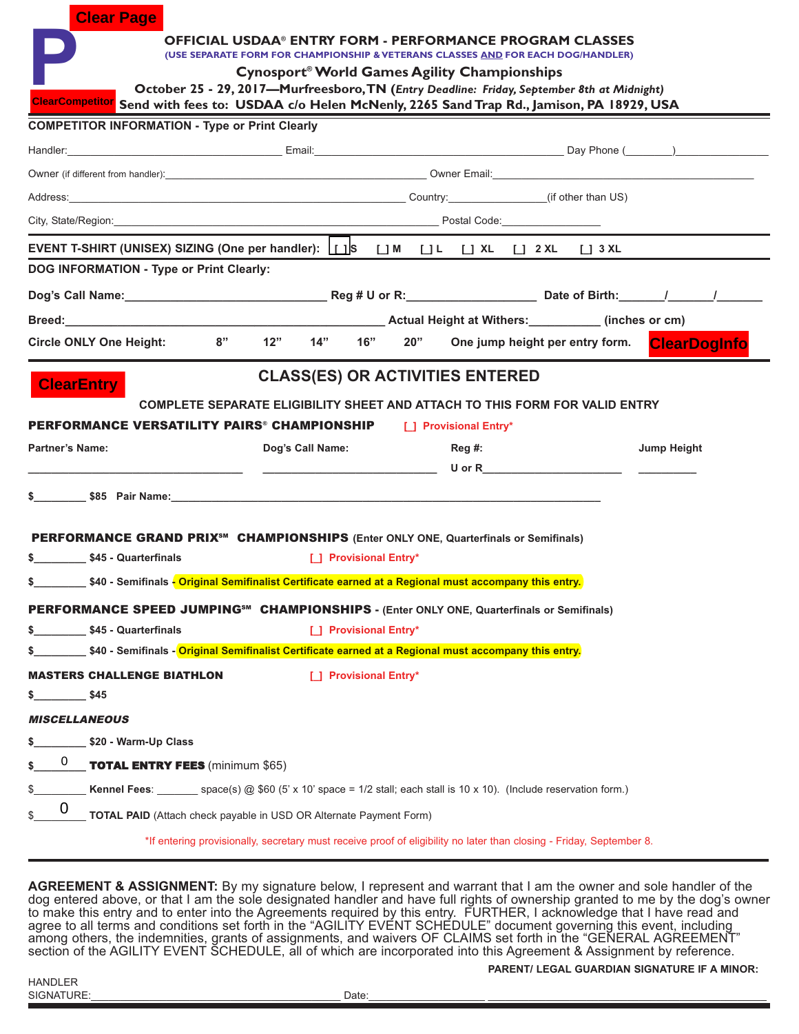Clear Page

P

# OFFICIAL USDAA® ENTRY FORM - PERFORMANCE PROGRAM CLASSES

(USE SEPARATE FORM FOR CHAMPIONSHIP & VETERANS CLASSES AND FOR EACH DOG/HANDLER)

## Cynosport® World Games Agility Championships

**October 25 - 29, 2017—Murfreesboro, TN** (*Entry Deadline: Friday, September 8th at Midnight*)

ClearCompetitor **Send with fees to: USDAA c/o Helen McNenly, 2265 Sand Trap Rd., Jamison, PA 18929, USA**

**COMPETITOR INFORMATION - Type or Print Clearly**

Handler:______________________ Email:______________________ Day Phone (________)______________

Owner (if different from handler):______________________ Owner Email:______________________

Address:______________________ Country:______________(if other than US)

City, State/Region:______________________ Postal Code:______________

**EVENT T-SHIRT (UNISEX) SIZING (One per handler):** [ ] S  [ ] M  [ ] L  [ ] XL  [ ] 2 XL  [ ] 3 XL

**DOG INFORMATION - Type or Print Clearly:**

**Dog's Call Name:**______________________ **Reg # U or R:**______________ **Date of Birth:**______/______/______

**Breed:**______________________ **Actual Height at Withers:**__________ **(inches or cm)**

**Circle ONLY One Height:** 8" 12" 14" 16" 20" One jump height per entry form. ClearDogInfo

ClearEntry

## CLASS(ES) OR ACTIVITIES ENTERED

**COMPLETE SEPARATE ELIGIBILITY SHEET AND ATTACH TO THIS FORM FOR VALID ENTRY**

**PERFORMANCE VERSATILITY PAIRS® CHAMPIONSHIP** [ ] Provisional Entry*

| Partner's Name: | Dog's Call Name: | Reg #: | Jump Height |
|---|---|---|---|
| ______________________ | ______________________ | U or R______________ | __________ |

$________ $85 Pair Name:______________________________________

**PERFORMANCE GRAND PRIX℠ CHAMPIONSHIPS (Enter ONLY ONE, Quarterfinals or Semifinals)**

$________ **$45 - Quarterfinals** [ ] Provisional Entry*

$________ **$40 - Semifinals - Original Semifinalist Certificate earned at a Regional must accompany this entry.**

**PERFORMANCE SPEED JUMPING℠ CHAMPIONSHIPS - (Enter ONLY ONE, Quarterfinals or Semifinals)**

$________ **$45 - Quarterfinals** [ ] Provisional Entry*

$________ **$40 - Semifinals - Original Semifinalist Certificate earned at a Regional must accompany this entry.**

**MASTERS CHALLENGE BIATHLON** [ ] Provisional Entry*

$________ **$45**

***MISCELLANEOUS***

$________ **$20 - Warm-Up Class**

$____0____ **TOTAL ENTRY FEES** (minimum $65)

$________ **Kennel Fees**: _______ space(s) @ $60 (5' x 10' space = 1/2 stall; each stall is 10 x 10). (Include reservation form.)

$____0____ **TOTAL PAID** (Attach check payable in USD OR Alternate Payment Form)

*If entering provisionally, secretary must receive proof of eligibility no later than closing - Friday, September 8.

**AGREEMENT & ASSIGNMENT:** By my signature below, I represent and warrant that I am the owner and sole handler of the dog entered above, or that I am the sole designated handler and have full rights of ownership granted to me by the dog's owner to make this entry and to enter into the Agreements required by this entry. FURTHER, I acknowledge that I have read and agree to all terms and conditions set forth in the "AGILITY EVENT SCHEDULE" document governing this event, including among others, the indemnities, grants of assignments, and waivers OF CLAIMS set forth in the "GENERAL AGREEMENT" section of the AGILITY EVENT SCHEDULE, all of which are incorporated into this Agreement & Assignment by reference.

**PARENT/ LEGAL GUARDIAN SIGNATURE IF A MINOR:**

HANDLER SIGNATURE:______________________ Date:______________ ______________________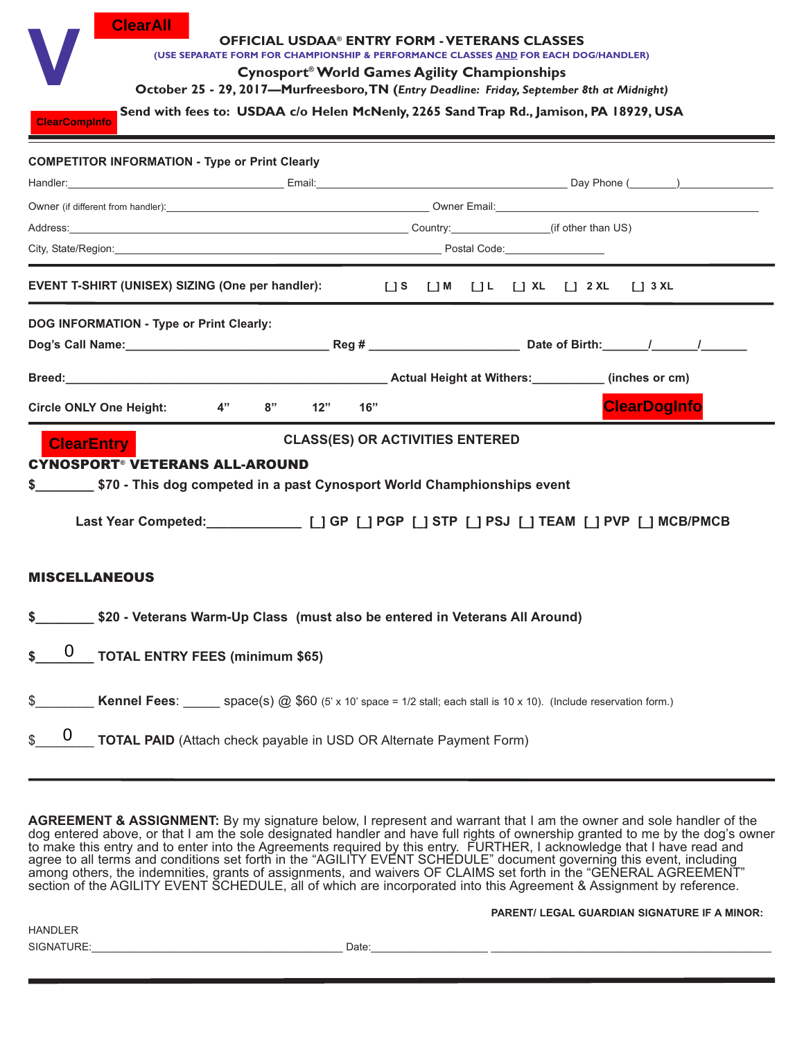V

ClearAll

# OFFICIAL USDAA® ENTRY FORM - VETERANS CLASSES

(USE SEPARATE FORM FOR CHAMPIONSHIP & PERFORMANCE CLASSES AND FOR EACH DOG/HANDLER)

**Cynosport® World Games Agility Championships**

**October 25 - 29, 2017—Murfreesboro, TN** (*Entry Deadline: Friday, September 8th at Midnight*)

ClearCompInfo

**Send with fees to: USDAA c/o Helen McNenly, 2265 Sand Trap Rd., Jamison, PA 18929, USA**

---

**COMPETITOR INFORMATION - Type or Print Clearly**

Handler:____________________ Email:____________________ Day Phone (_______)______________

Owner (if different from handler):____________________ Owner Email:____________________

Address:____________________ Country:______________(if other than US)

City, State/Region:____________________ Postal Code:______________

---

**EVENT T-SHIRT (UNISEX) SIZING (One per handler):** [ ] S [ ] M [ ] L [ ] XL [ ] 2 XL [ ] 3 XL

---

**DOG INFORMATION - Type or Print Clearly:**

**Dog's Call Name:**____________________ **Reg #** ______________ **Date of Birth:**______/______/______

**Breed:**____________________ **Actual Height at Withers:**__________ **(inches or cm)**

**Circle ONLY One Height:** 4" 8" 12" 16"

ClearDogInfo

---

ClearEntry

**CLASS(ES) OR ACTIVITIES ENTERED**

## CYNOSPORT® VETERANS ALL-AROUND

**$________ $70 - This dog competed in a past Cynosport World Champhionships event**

**Last Year Competed:____________ [ ] GP [ ] PGP [ ] STP [ ] PSJ [ ] TEAM [ ] PVP [ ] MCB/PMCB**

## MISCELLANEOUS

**$________ $20 - Veterans Warm-Up Class (must also be entered in Veterans All Around)**

**$___0___ TOTAL ENTRY FEES (minimum $65)**

$________ **Kennel Fees**: _____ space(s) @ $60 (5' x 10' space = 1/2 stall; each stall is 10 x 10). (Include reservation form.)

$___0___ **TOTAL PAID** (Attach check payable in USD OR Alternate Payment Form)

---

**AGREEMENT & ASSIGNMENT:** By my signature below, I represent and warrant that I am the owner and sole handler of the dog entered above, or that I am the sole designated handler and have full rights of ownership granted to me by the dog's owner to make this entry and to enter into the Agreements required by this entry. FURTHER, I acknowledge that I have read and agree to all terms and conditions set forth in the "AGILITY EVENT SCHEDULE" document governing this event, including among others, the indemnities, grants of assignments, and waivers OF CLAIMS set forth in the "GENERAL AGREEMENT" section of the AGILITY EVENT SCHEDULE, all of which are incorporated into this Agreement & Assignment by reference.

**PARENT/ LEGAL GUARDIAN SIGNATURE IF A MINOR:**

HANDLER
SIGNATURE:____________________ Date:______________ ____________________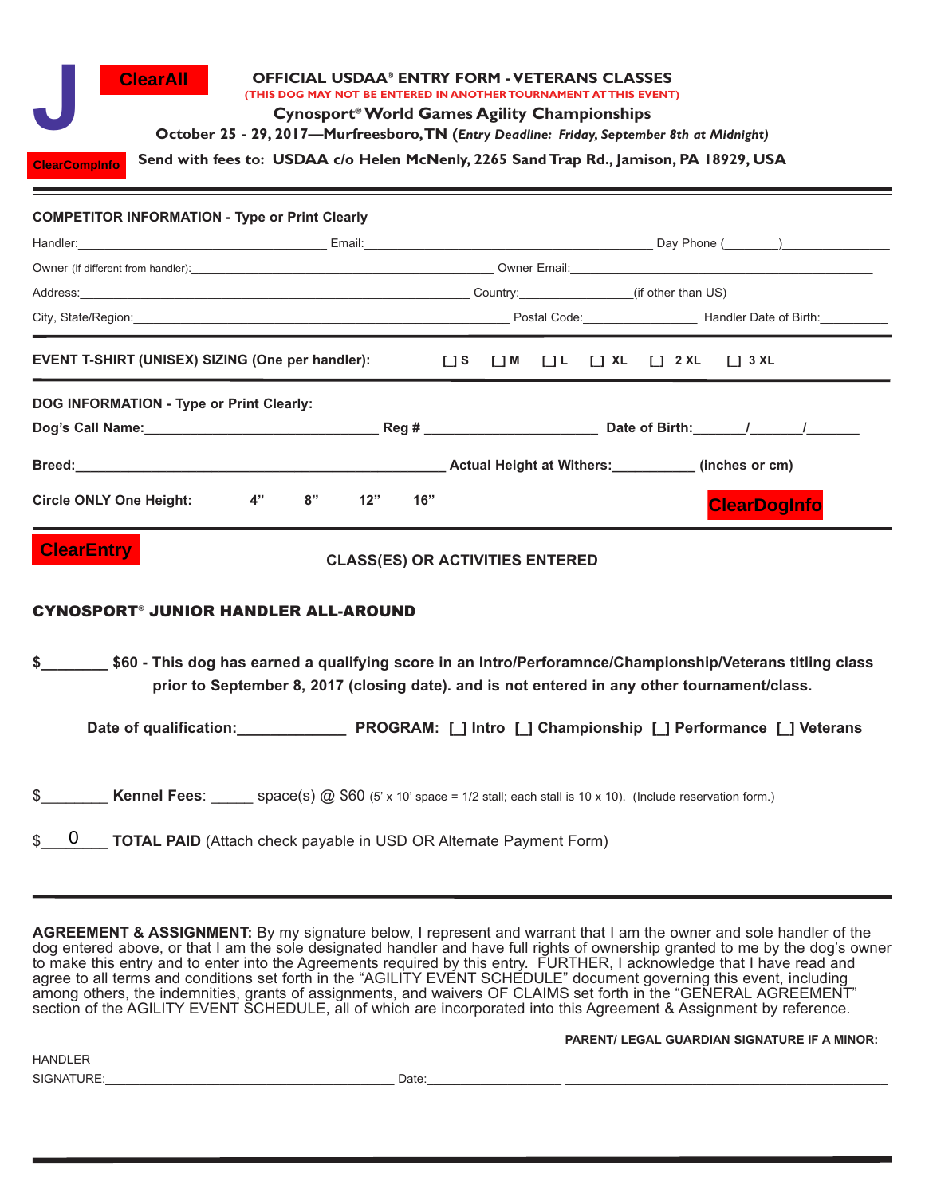J

ClearAll

**OFFICIAL USDAA® ENTRY FORM - VETERANS CLASSES**
**(THIS DOG MAY NOT BE ENTERED IN ANOTHER TOURNAMENT AT THIS EVENT)**

**Cynosport® World Games Agility Championships**

**October 25 - 29, 2017—Murfreesboro, TN** (*Entry Deadline: Friday, September 8th at Midnight*)

ClearCompInfo

**Send with fees to: USDAA c/o Helen McNenly, 2265 Sand Trap Rd., Jamison, PA 18929, USA**

---

**COMPETITOR INFORMATION - Type or Print Clearly**

Handler:______________________________ Email:____________________________________ Day Phone (________)_______________

Owner (if different from handler):____________________________________________ Owner Email:______________________________________

Address:____________________________________________________ Country:________________(if other than US)

City, State/Region:______________________________________________________ Postal Code:________________ Handler Date of Birth:__________

**EVENT T-SHIRT (UNISEX) SIZING (One per handler):** [ ] S [ ] M [ ] L [ ] XL [ ] 2 XL [ ] 3 XL

**DOG INFORMATION - Type or Print Clearly:**

**Dog's Call Name:______________________________ Reg # ______________________ Date of Birth:_______/_______/_______**

**Breed:__________________________________________________ Actual Height at Withers:__________ (inches or cm)**

**Circle ONLY One Height: 4" 8" 12" 16"**

ClearDogInfo

---

ClearEntry

**CLASS(ES) OR ACTIVITIES ENTERED**

**CYNOSPORT® JUNIOR HANDLER ALL-AROUND**

**$________ $60 - This dog has earned a qualifying score in an Intro/Perforamnce/Championship/Veterans titling class prior to September 8, 2017 (closing date). and is not entered in any other tournament/class.**

**Date of qualification:____________ PROGRAM: [ ] Intro [ ] Championship [ ] Performance [ ] Veterans**

$________ **Kennel Fees**: _____ space(s) @ $60 (5' x 10' space = 1/2 stall; each stall is 10 x 10). (Include reservation form.)

$___0___ **TOTAL PAID** (Attach check payable in USD OR Alternate Payment Form)

---

**AGREEMENT & ASSIGNMENT:** By my signature below, I represent and warrant that I am the owner and sole handler of the dog entered above, or that I am the sole designated handler and have full rights of ownership granted to me by the dog's owner to make this entry and to enter into the Agreements required by this entry. FURTHER, I acknowledge that I have read and agree to all terms and conditions set forth in the "AGILITY EVENT SCHEDULE" document governing this event, including among others, the indemnities, grants of assignments, and waivers OF CLAIMS set forth in the "GENERAL AGREEMENT" section of the AGILITY EVENT SCHEDULE, all of which are incorporated into this Agreement & Assignment by reference.

**PARENT/ LEGAL GUARDIAN SIGNATURE IF A MINOR:**

HANDLER
SIGNATURE:________________________________________ Date:__________________ ____________________________________________